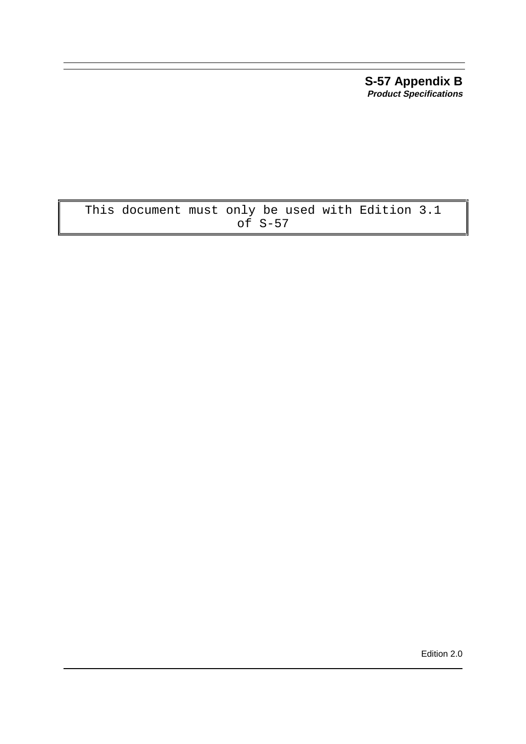# S-57 Appendix B

***Product Specifications***

```
This document must only be used with Edition 3.1
of S-57
```

Edition 2.0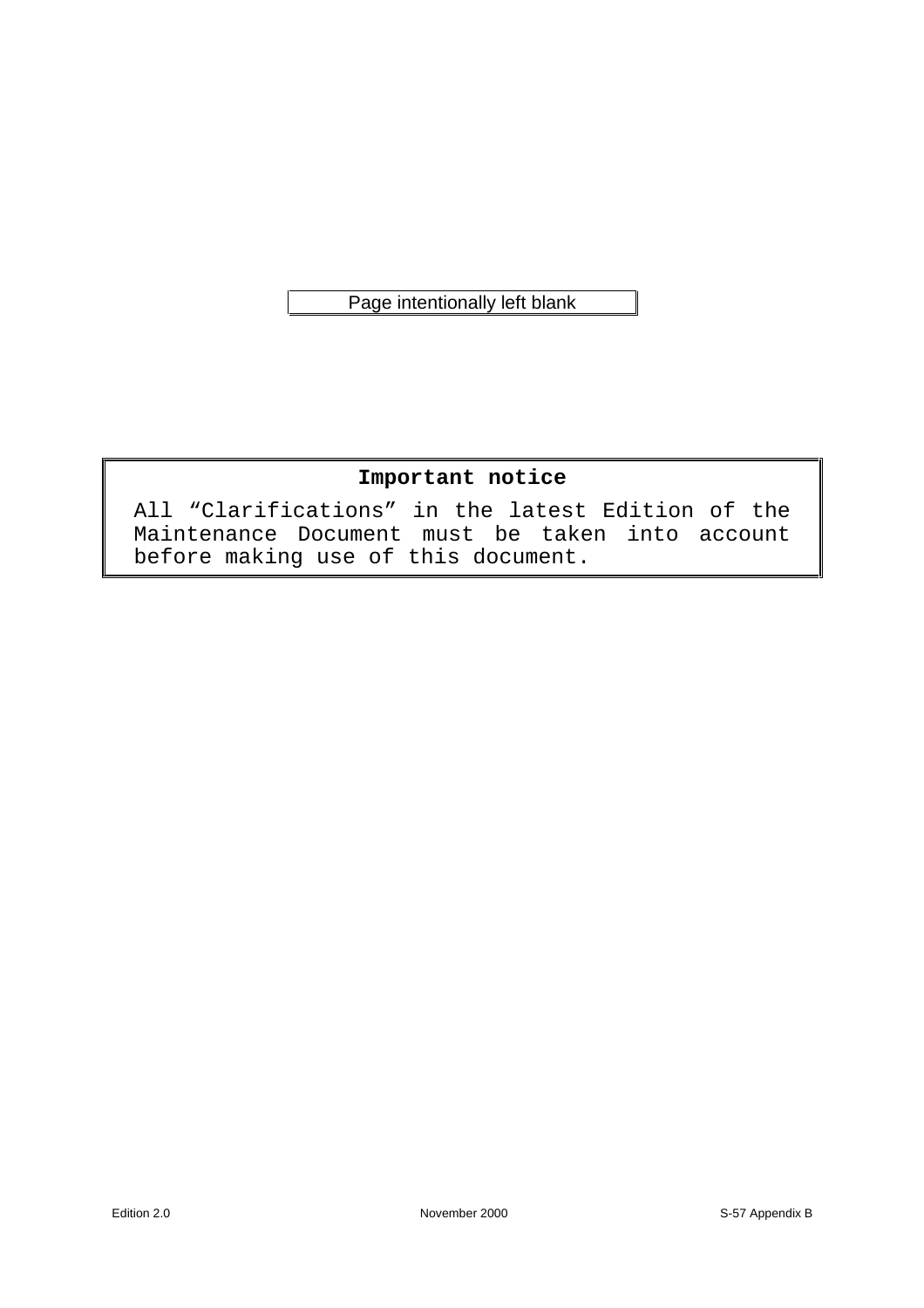Page intentionally left blank

**Important notice**

All "Clarifications" in the latest Edition of the Maintenance Document must be taken into account before making use of this document.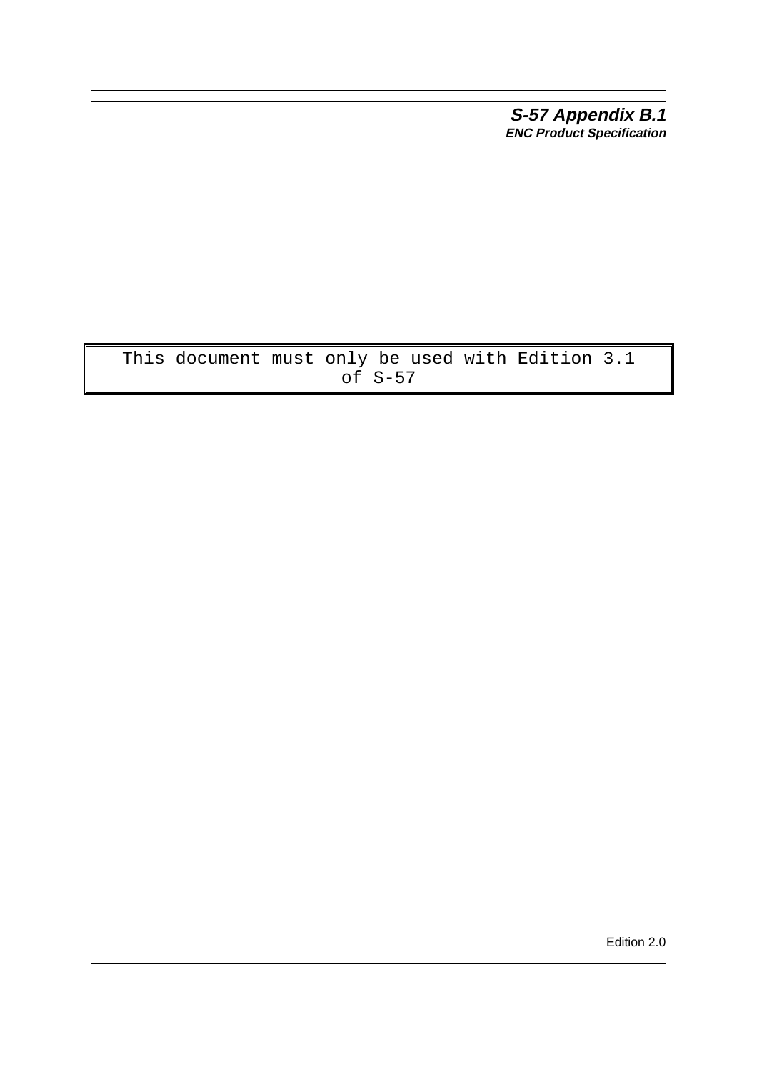**S-57 Appendix B.1**
**ENC Product Specification**

This document must only be used with Edition 3.1 of S-57

Edition 2.0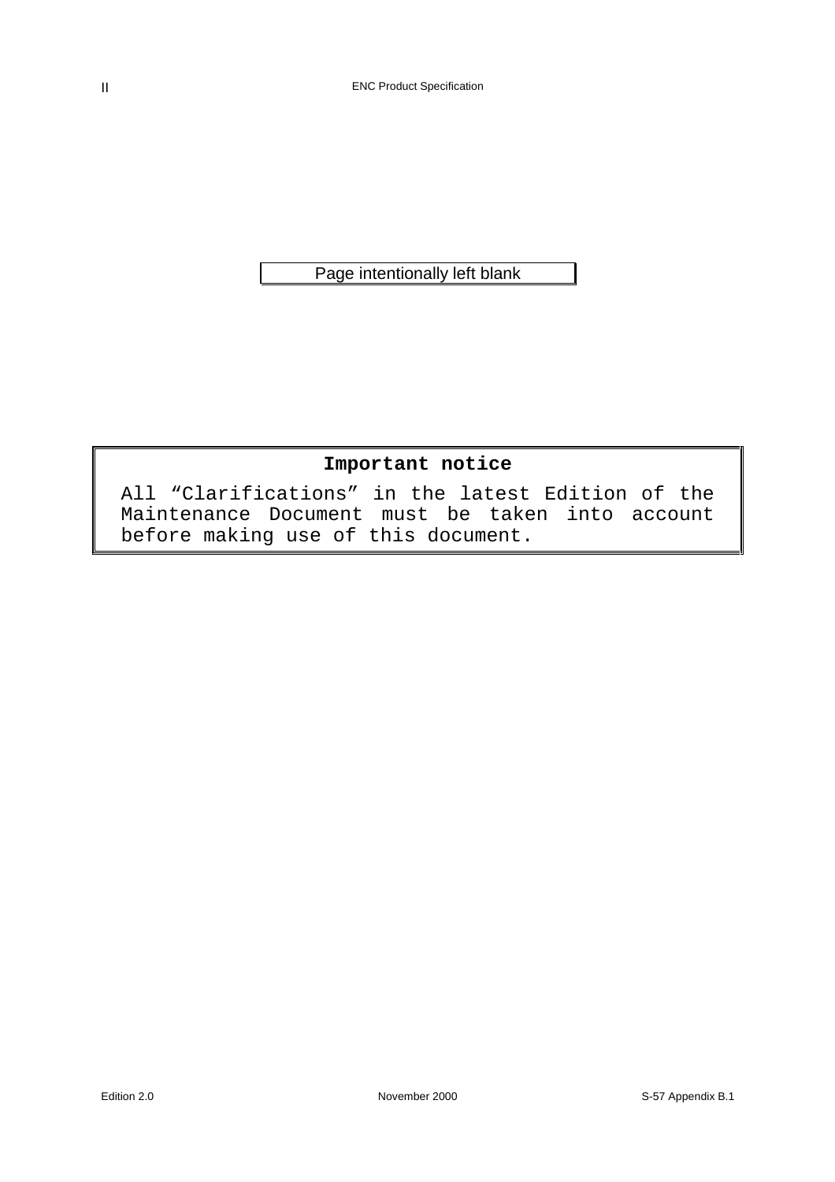Page intentionally left blank

**Important notice**

All “Clarifications” in the latest Edition of the Maintenance Document must be taken into account before making use of this document.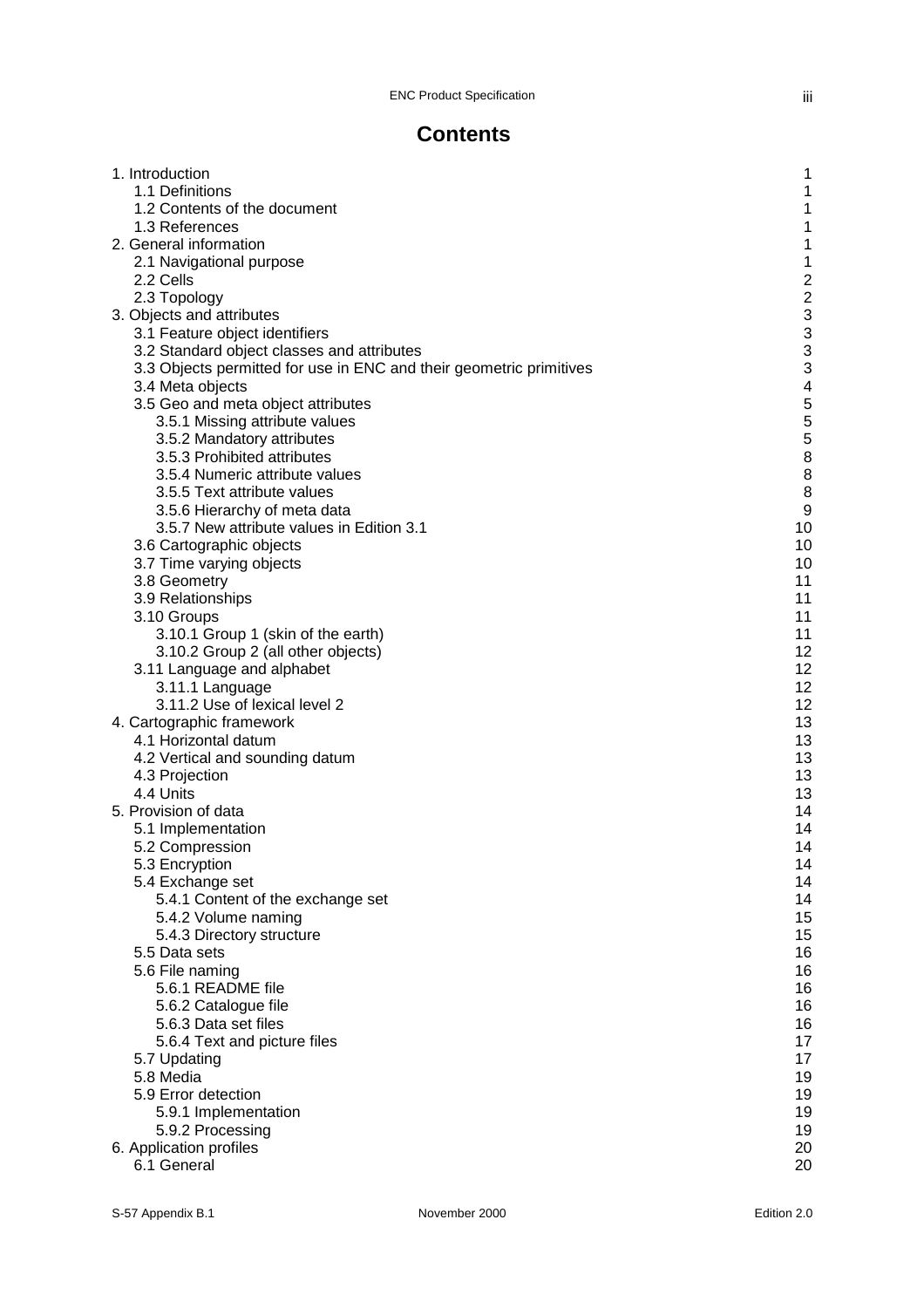# Contents

| | |
|---|---|
| 1. Introduction | 1 |
| 1.1 Definitions | 1 |
| 1.2 Contents of the document | 1 |
| 1.3 References | 1 |
| 2. General information | 1 |
| 2.1 Navigational purpose | 1 |
| 2.2 Cells | 2 |
| 2.3 Topology | 2 |
| 3. Objects and attributes | 3 |
| 3.1 Feature object identifiers | 3 |
| 3.2 Standard object classes and attributes | 3 |
| 3.3 Objects permitted for use in ENC and their geometric primitives | 3 |
| 3.4 Meta objects | 4 |
| 3.5 Geo and meta object attributes | 5 |
| 3.5.1 Missing attribute values | 5 |
| 3.5.2 Mandatory attributes | 5 |
| 3.5.3 Prohibited attributes | 8 |
| 3.5.4 Numeric attribute values | 8 |
| 3.5.5 Text attribute values | 8 |
| 3.5.6 Hierarchy of meta data | 9 |
| 3.5.7 New attribute values in Edition 3.1 | 10 |
| 3.6 Cartographic objects | 10 |
| 3.7 Time varying objects | 10 |
| 3.8 Geometry | 11 |
| 3.9 Relationships | 11 |
| 3.10 Groups | 11 |
| 3.10.1 Group 1 (skin of the earth) | 11 |
| 3.10.2 Group 2 (all other objects) | 12 |
| 3.11 Language and alphabet | 12 |
| 3.11.1 Language | 12 |
| 3.11.2 Use of lexical level 2 | 12 |
| 4. Cartographic framework | 13 |
| 4.1 Horizontal datum | 13 |
| 4.2 Vertical and sounding datum | 13 |
| 4.3 Projection | 13 |
| 4.4 Units | 13 |
| 5. Provision of data | 14 |
| 5.1 Implementation | 14 |
| 5.2 Compression | 14 |
| 5.3 Encryption | 14 |
| 5.4 Exchange set | 14 |
| 5.4.1 Content of the exchange set | 14 |
| 5.4.2 Volume naming | 15 |
| 5.4.3 Directory structure | 15 |
| 5.5 Data sets | 16 |
| 5.6 File naming | 16 |
| 5.6.1 README file | 16 |
| 5.6.2 Catalogue file | 16 |
| 5.6.3 Data set files | 16 |
| 5.6.4 Text and picture files | 17 |
| 5.7 Updating | 17 |
| 5.8 Media | 19 |
| 5.9 Error detection | 19 |
| 5.9.1 Implementation | 19 |
| 5.9.2 Processing | 19 |
| 6. Application profiles | 20 |
| 6.1 General | 20 |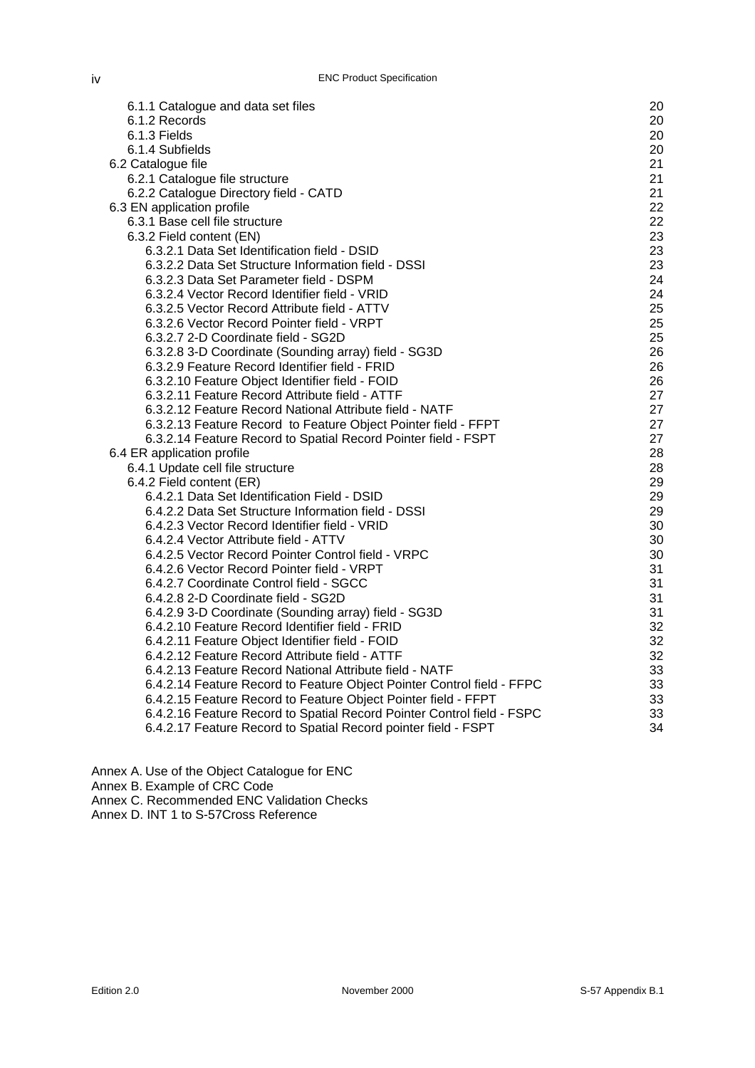| | |
|---|---|
| 6.1.1 Catalogue and data set files | 20 |
| 6.1.2 Records | 20 |
| 6.1.3 Fields | 20 |
| 6.1.4 Subfields | 20 |
| 6.2 Catalogue file | 21 |
| 6.2.1 Catalogue file structure | 21 |
| 6.2.2 Catalogue Directory field - CATD | 21 |
| 6.3 EN application profile | 22 |
| 6.3.1 Base cell file structure | 22 |
| 6.3.2 Field content (EN) | 23 |
| 6.3.2.1 Data Set Identification field - DSID | 23 |
| 6.3.2.2 Data Set Structure Information field - DSSI | 23 |
| 6.3.2.3 Data Set Parameter field - DSPM | 24 |
| 6.3.2.4 Vector Record Identifier field - VRID | 24 |
| 6.3.2.5 Vector Record Attribute field - ATTV | 25 |
| 6.3.2.6 Vector Record Pointer field - VRPT | 25 |
| 6.3.2.7 2-D Coordinate field - SG2D | 25 |
| 6.3.2.8 3-D Coordinate (Sounding array) field - SG3D | 26 |
| 6.3.2.9 Feature Record Identifier field - FRID | 26 |
| 6.3.2.10 Feature Object Identifier field - FOID | 26 |
| 6.3.2.11 Feature Record Attribute field - ATTF | 27 |
| 6.3.2.12 Feature Record National Attribute field - NATF | 27 |
| 6.3.2.13 Feature Record to Feature Object Pointer field - FFPT | 27 |
| 6.3.2.14 Feature Record to Spatial Record Pointer field - FSPT | 27 |
| 6.4 ER application profile | 28 |
| 6.4.1 Update cell file structure | 28 |
| 6.4.2 Field content (ER) | 29 |
| 6.4.2.1 Data Set Identification Field - DSID | 29 |
| 6.4.2.2 Data Set Structure Information field - DSSI | 29 |
| 6.4.2.3 Vector Record Identifier field - VRID | 30 |
| 6.4.2.4 Vector Attribute field - ATTV | 30 |
| 6.4.2.5 Vector Record Pointer Control field - VRPC | 30 |
| 6.4.2.6 Vector Record Pointer field - VRPT | 31 |
| 6.4.2.7 Coordinate Control field - SGCC | 31 |
| 6.4.2.8 2-D Coordinate field - SG2D | 31 |
| 6.4.2.9 3-D Coordinate (Sounding array) field - SG3D | 31 |
| 6.4.2.10 Feature Record Identifier field - FRID | 32 |
| 6.4.2.11 Feature Object Identifier field - FOID | 32 |
| 6.4.2.12 Feature Record Attribute field - ATTF | 32 |
| 6.4.2.13 Feature Record National Attribute field - NATF | 33 |
| 6.4.2.14 Feature Record to Feature Object Pointer Control field - FFPC | 33 |
| 6.4.2.15 Feature Record to Feature Object Pointer field - FFPT | 33 |
| 6.4.2.16 Feature Record to Spatial Record Pointer Control field - FSPC | 33 |
| 6.4.2.17 Feature Record to Spatial Record pointer field - FSPT | 34 |

Annex A. Use of the Object Catalogue for ENC
Annex B. Example of CRC Code
Annex C. Recommended ENC Validation Checks
Annex D. INT 1 to S-57Cross Reference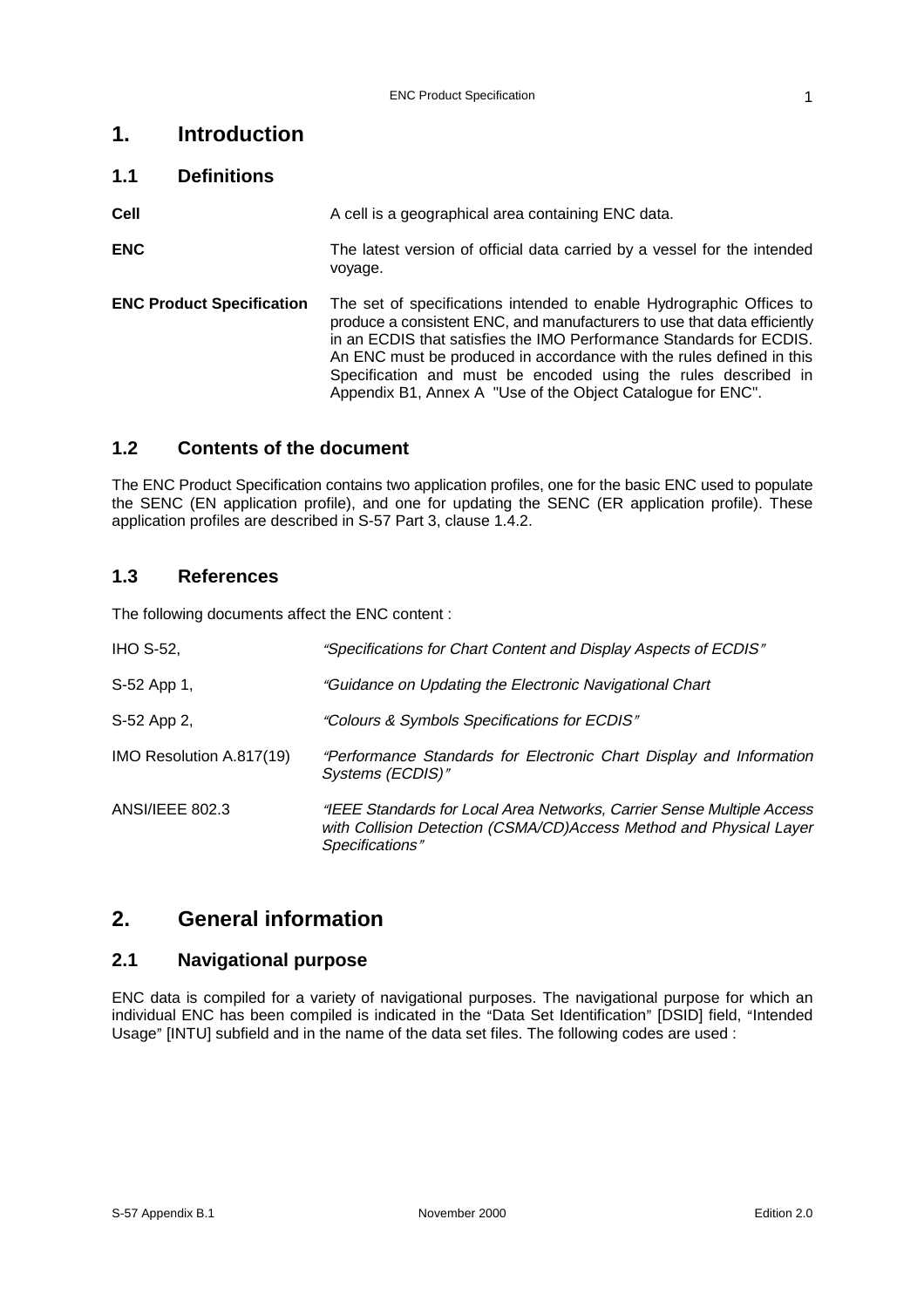# 1. Introduction

## 1.1 Definitions

**Cell** A cell is a geographical area containing ENC data.

**ENC** The latest version of official data carried by a vessel for the intended voyage.

**ENC Product Specification** The set of specifications intended to enable Hydrographic Offices to produce a consistent ENC, and manufacturers to use that data efficiently in an ECDIS that satisfies the IMO Performance Standards for ECDIS. An ENC must be produced in accordance with the rules defined in this Specification and must be encoded using the rules described in Appendix B1, Annex A "Use of the Object Catalogue for ENC".

## 1.2 Contents of the document

The ENC Product Specification contains two application profiles, one for the basic ENC used to populate the SENC (EN application profile), and one for updating the SENC (ER application profile). These application profiles are described in S-57 Part 3, clause 1.4.2.

## 1.3 References

The following documents affect the ENC content :

| | |
|---|---|
| IHO S-52, | *"Specifications for Chart Content and Display Aspects of ECDIS"* |
| S-52 App 1, | *"Guidance on Updating the Electronic Navigational Chart* |
| S-52 App 2, | *"Colours & Symbols Specifications for ECDIS"* |
| IMO Resolution A.817(19) | *"Performance Standards for Electronic Chart Display and Information Systems (ECDIS)"* |
| ANSI/IEEE 802.3 | *"IEEE Standards for Local Area Networks, Carrier Sense Multiple Access with Collision Detection (CSMA/CD)Access Method and Physical Layer Specifications"* |

# 2. General information

## 2.1 Navigational purpose

ENC data is compiled for a variety of navigational purposes. The navigational purpose for which an individual ENC has been compiled is indicated in the "Data Set Identification" [DSID] field, "Intended Usage" [INTU] subfield and in the name of the data set files. The following codes are used :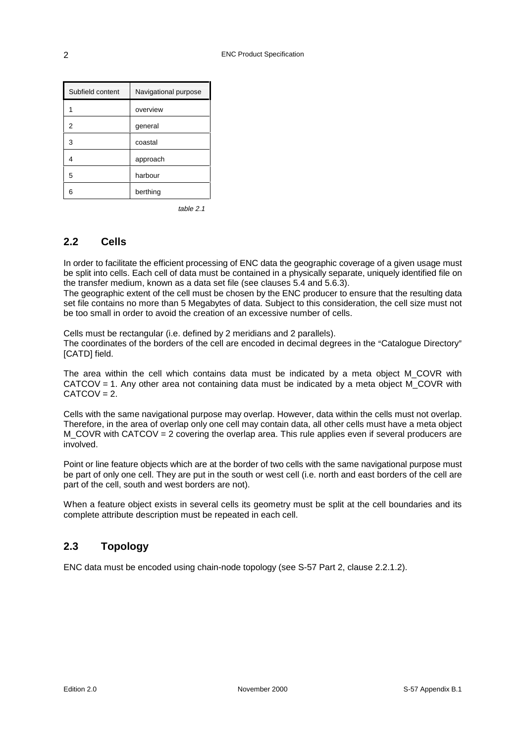| Subfield content | Navigational purpose |
|---|---|
| 1 | overview |
| 2 | general |
| 3 | coastal |
| 4 | approach |
| 5 | harbour |
| 6 | berthing |

*table 2.1*

## 2.2 Cells

In order to facilitate the efficient processing of ENC data the geographic coverage of a given usage must be split into cells. Each cell of data must be contained in a physically separate, uniquely identified file on the transfer medium, known as a data set file (see clauses 5.4 and 5.6.3).
The geographic extent of the cell must be chosen by the ENC producer to ensure that the resulting data set file contains no more than 5 Megabytes of data. Subject to this consideration, the cell size must not be too small in order to avoid the creation of an excessive number of cells.

Cells must be rectangular (i.e. defined by 2 meridians and 2 parallels).
The coordinates of the borders of the cell are encoded in decimal degrees in the "Catalogue Directory" [CATD] field.

The area within the cell which contains data must be indicated by a meta object M_COVR with CATCOV = 1. Any other area not containing data must be indicated by a meta object M_COVR with CATCOV = 2.

Cells with the same navigational purpose may overlap. However, data within the cells must not overlap. Therefore, in the area of overlap only one cell may contain data, all other cells must have a meta object M_COVR with CATCOV = 2 covering the overlap area. This rule applies even if several producers are involved.

Point or line feature objects which are at the border of two cells with the same navigational purpose must be part of only one cell. They are put in the south or west cell (i.e. north and east borders of the cell are part of the cell, south and west borders are not).

When a feature object exists in several cells its geometry must be split at the cell boundaries and its complete attribute description must be repeated in each cell.

## 2.3 Topology

ENC data must be encoded using chain-node topology (see S-57 Part 2, clause 2.2.1.2).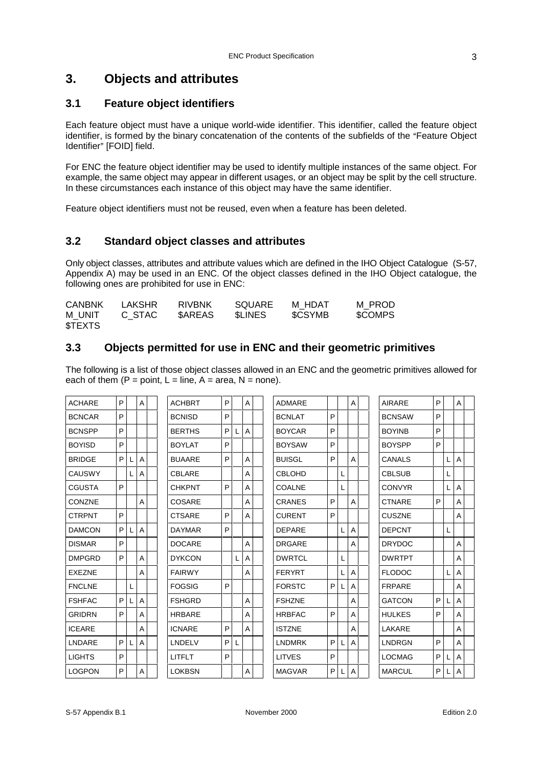# 3. Objects and attributes

## 3.1 Feature object identifiers

Each feature object must have a unique world-wide identifier. This identifier, called the feature object identifier, is formed by the binary concatenation of the contents of the subfields of the "Feature Object Identifier" [FOID] field.

For ENC the feature object identifier may be used to identify multiple instances of the same object. For example, the same object may appear in different usages, or an object may be split by the cell structure. In these circumstances each instance of this object may have the same identifier.

Feature object identifiers must not be reused, even when a feature has been deleted.

## 3.2 Standard object classes and attributes

Only object classes, attributes and attribute values which are defined in the IHO Object Catalogue (S-57, Appendix A) may be used in an ENC. Of the object classes defined in the IHO Object catalogue, the following ones are prohibited for use in ENC:

CANBNK LAKSHR RIVBNK SQUARE M_HDAT M_PROD
M_UNIT C_STAC $AREAS $LINES $CSYMB $COMPS
$TEXTS

## 3.3 Objects permitted for use in ENC and their geometric primitives

The following is a list of those object classes allowed in an ENC and the geometric primitives allowed for each of them (P = point, L = line, A = area, N = none).

| | | | | | | | | | | | | | | | | | | | |
|---|---|---|---|---|---|---|---|---|---|---|---|---|---|---|---|---|---|---|---|
| ACHARE | P | | A | | ACHBRT | P | | A | | ADMARE | | | A | | AIRARE | P | | A | |
| BCNCAR | P | | | | BCNISD | P | | | | BCNLAT | P | | | | BCNSAW | P | | | |
| BCNSPP | P | | | | BERTHS | P | L | A | | BOYCAR | P | | | | BOYINB | P | | | |
| BOYISD | P | | | | BOYLAT | P | | | | BOYSAW | P | | | | BOYSPP | P | | | |
| BRIDGE | P | L | A | | BUAARE | P | | A | | BUISGL | P | | A | | CANALS | | L | A | |
| CAUSWY | | L | A | | CBLARE | | | A | | CBLOHD | | L | | | CBLSUB | | L | | |
| CGUSTA | P | | | | CHKPNT | P | | A | | COALNE | | L | | | CONVYR | | L | A | |
| CONZNE | | | A | | COSARE | | | A | | CRANES | P | | A | | CTNARE | P | | A | |
| CTRPNT | P | | | | CTSARE | P | | A | | CURENT | P | | | | CUSZNE | | | A | |
| DAMCON | P | L | A | | DAYMAR | P | | | | DEPARE | | L | A | | DEPCNT | | L | | |
| DISMAR | P | | | | DOCARE | | | A | | DRGARE | | | A | | DRYDOC | | | A | |
| DMPGRD | P | | A | | DYKCON | | L | A | | DWRTCL | | L | | | DWRTPT | | | A | |
| EXEZNE | | | A | | FAIRWY | | | A | | FERYRT | | L | A | | FLODOC | | L | A | |
| FNCLNE | | L | | | FOGSIG | P | | | | FORSTC | P | L | A | | FRPARE | | | A | |
| FSHFAC | P | L | A | | FSHGRD | | | A | | FSHZNE | | | A | | GATCON | P | L | A | |
| GRIDRN | P | | A | | HRBARE | | | A | | HRBFAC | P | | A | | HULKES | P | | A | |
| ICEARE | | | A | | ICNARE | P | | A | | ISTZNE | | | A | | LAKARE | | | A | |
| LNDARE | P | L | A | | LNDELV | P | L | | | LNDMRK | P | L | A | | LNDRGN | P | | A | |
| LIGHTS | P | | | | LITFLT | P | | | | LITVES | P | | | | LOCMAG | P | L | A | |
| LOGPON | P | | A | | LOKBSN | | | A | | MAGVAR | P | L | A | | MARCUL | P | L | A | |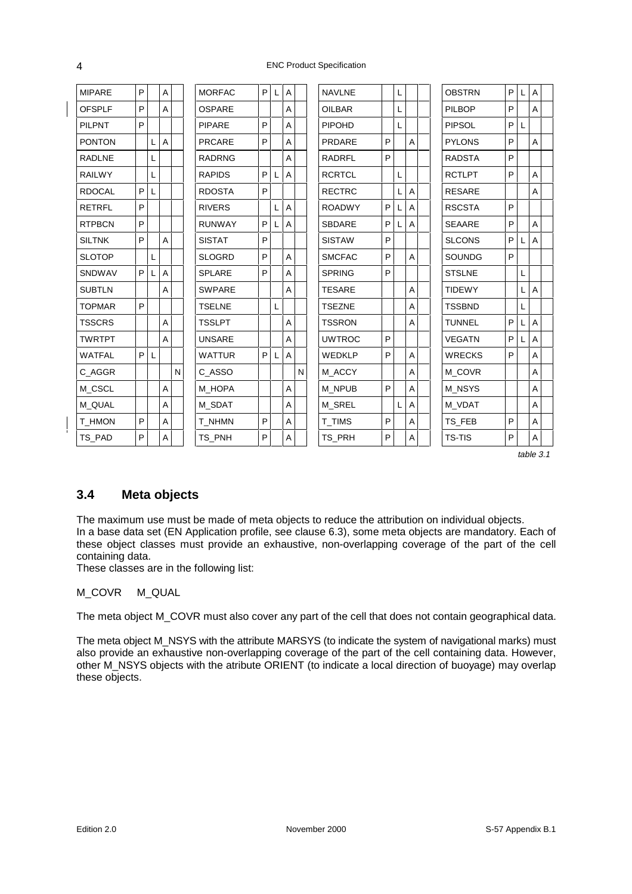| | | | | | | | | | | | | | | | | | | | |
|---|---|---|---|---|---|---|---|---|---|---|---|---|---|---|---|---|---|---|---|
| MIPARE | P | | A | | MORFAC | P | L | A | | NAVLNE | | L | | | OBSTRN | P | L | A | |
| OFSPLF | P | | A | | OSPARE | | | A | | OILBAR | | L | | | PILBOP | P | | A | |
| PILPNT | P | | | | PIPARE | P | | A | | PIPOHD | | L | | | PIPSOL | P | L | | |
| PONTON | | L | A | | PRCARE | P | | A | | PRDARE | P | | A | | PYLONS | P | | A | |
| RADLNE | | L | | | RADRNG | | | A | | RADRFL | P | | | | RADSTA | P | | | |
| RAILWY | | L | | | RAPIDS | P | L | A | | RCRTCL | | L | | | RCTLPT | P | | A | |
| RDOCAL | P | L | | | RDOSTA | P | | | | RECTRC | | L | A | | RESARE | | | A | |
| RETRFL | P | | | | RIVERS | | L | A | | ROADWY | P | L | A | | RSCSTA | P | | | |
| RTPBCN | P | | | | RUNWAY | P | L | A | | SBDARE | P | L | A | | SEAARE | P | | A | |
| SILTNK | P | | A | | SISTAT | P | | | | SISTAW | P | | | | SLCONS | P | L | A | |
| SLOTOP | | L | | | SLOGRD | P | | A | | SMCFAC | P | | A | | SOUNDG | P | | | |
| SNDWAV | P | L | A | | SPLARE | P | | A | | SPRING | P | | | | STSLNE | | L | | |
| SUBTLN | | | A | | SWPARE | | | A | | TESARE | | | A | | TIDEWY | | L | A | |
| TOPMAR | P | | | | TSELNE | | L | | | TSEZNE | | | A | | TSSBND | | L | | |
| TSSCRS | | | A | | TSSLPT | | | A | | TSSRON | | | A | | TUNNEL | P | L | A | |
| TWRTPT | | | A | | UNSARE | | | A | | UWTROC | P | | | | VEGATN | P | L | A | |
| WATFAL | P | L | | | WATTUR | P | L | A | | WEDKLP | P | | A | | WRECKS | P | | A | |
| C_AGGR | | | | N | C_ASSO | | | | N | M_ACCY | | | A | | M_COVR | | | A | |
| M_CSCL | | | A | | M_HOPA | | | A | | M_NPUB | P | | A | | M_NSYS | | | A | |
| M_QUAL | | | A | | M_SDAT | | | A | | M_SREL | | L | A | | M_VDAT | | | A | |
| T_HMON | P | | A | | T_NHMN | P | | A | | T_TIMS | P | | A | | TS_FEB | P | | A | |
| TS_PAD | P | | A | | TS_PNH | P | | A | | TS_PRH | P | | A | | TS-TIS | P | | A | |

*table 3.1*

## 3.4 Meta objects

The maximum use must be made of meta objects to reduce the attribution on individual objects.
In a base data set (EN Application profile, see clause 6.3), some meta objects are mandatory. Each of these object classes must provide an exhaustive, non-overlapping coverage of the part of the cell containing data.
These classes are in the following list:

M_COVR M_QUAL

The meta object M_COVR must also cover any part of the cell that does not contain geographical data.

The meta object M_NSYS with the attribute MARSYS (to indicate the system of navigational marks) must also provide an exhaustive non-overlapping coverage of the part of the cell containing data. However, other M_NSYS objects with the atribute ORIENT (to indicate a local direction of buoyage) may overlap these objects.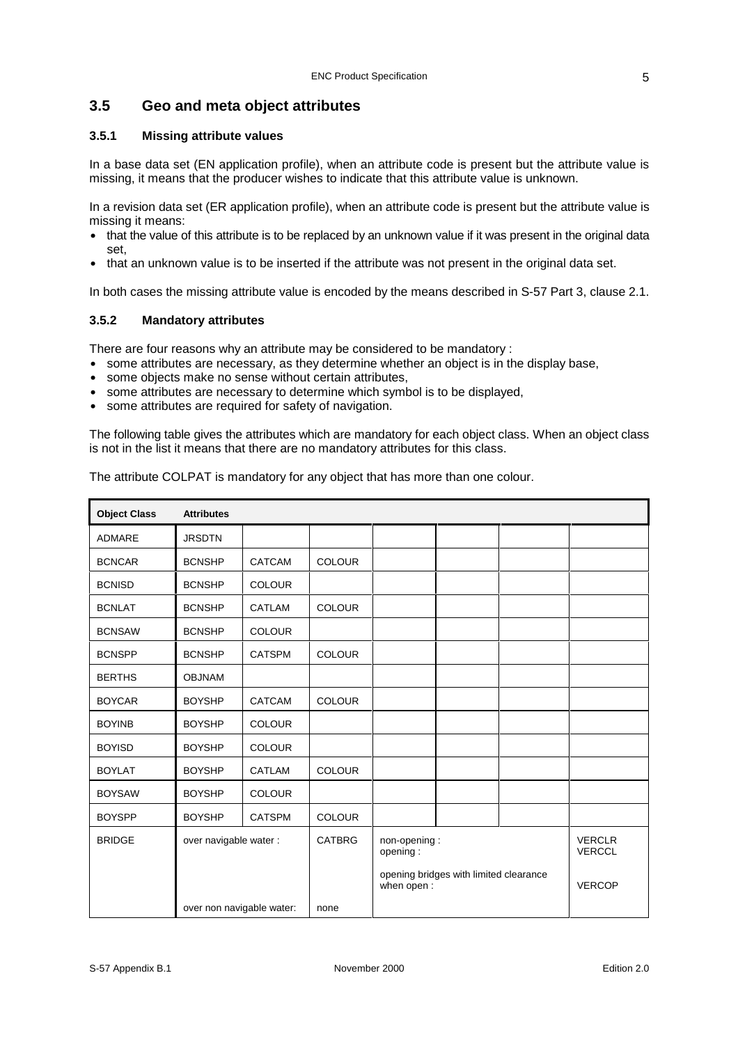## 3.5 Geo and meta object attributes

### 3.5.1 Missing attribute values

In a base data set (EN application profile), when an attribute code is present but the attribute value is missing, it means that the producer wishes to indicate that this attribute value is unknown.

In a revision data set (ER application profile), when an attribute code is present but the attribute value is missing it means:

- that the value of this attribute is to be replaced by an unknown value if it was present in the original data set,
- that an unknown value is to be inserted if the attribute was not present in the original data set.

In both cases the missing attribute value is encoded by the means described in S-57 Part 3, clause 2.1.

### 3.5.2 Mandatory attributes

There are four reasons why an attribute may be considered to be mandatory :

- some attributes are necessary, as they determine whether an object is in the display base,
- some objects make no sense without certain attributes,
- some attributes are necessary to determine which symbol is to be displayed,
- some attributes are required for safety of navigation.

The following table gives the attributes which are mandatory for each object class. When an object class is not in the list it means that there are no mandatory attributes for this class.

The attribute COLPAT is mandatory for any object that has more than one colour.

| Object Class | Attributes | | | | | | |
|---|---|---|---|---|---|---|---|
| ADMARE | JRSDTN | | | | | | |
| BCNCAR | BCNSHP | CATCAM | COLOUR | | | | |
| BCNISD | BCNSHP | COLOUR | | | | | |
| BCNLAT | BCNSHP | CATLAM | COLOUR | | | | |
| BCNSAW | BCNSHP | COLOUR | | | | | |
| BCNSPP | BCNSHP | CATSPM | COLOUR | | | | |
| BERTHS | OBJNAM | | | | | | |
| BOYCAR | BOYSHP | CATCAM | COLOUR | | | | |
| BOYINB | BOYSHP | COLOUR | | | | | |
| BOYISD | BOYSHP | COLOUR | | | | | |
| BOYLAT | BOYSHP | CATLAM | COLOUR | | | | |
| BOYSAW | BOYSHP | COLOUR | | | | | |
| BOYSPP | BOYSHP | CATSPM | COLOUR | | | | |
| BRIDGE | over navigable water : | | CATBRG | non-opening :<br>opening :<br><br>opening bridges with limited clearance when open : | | | VERCLR<br>VERCCL<br><br>VERCOP |
| | over non navigable water: | | none | | | | |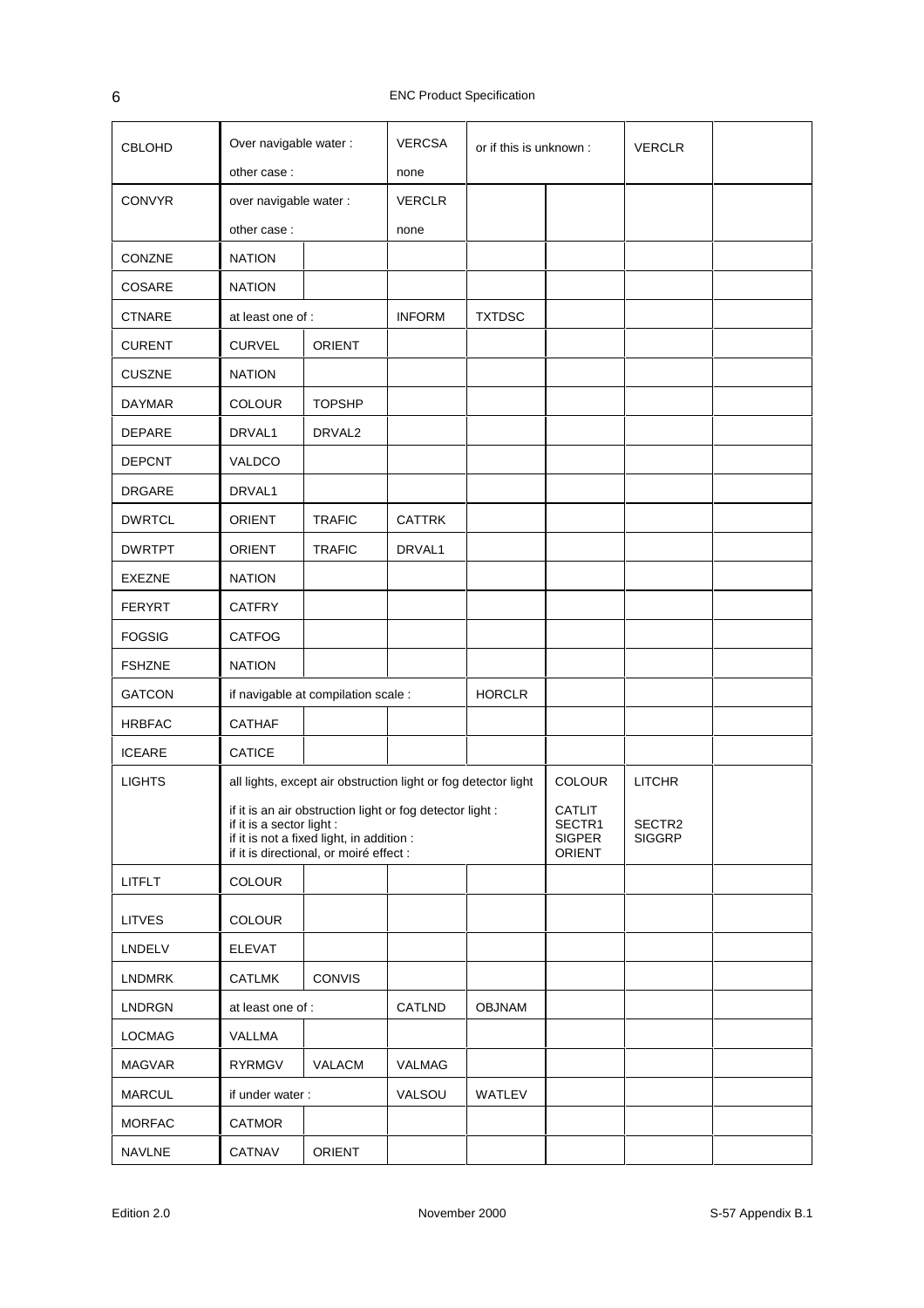| CBLOHD | Over navigable water : | | VERCSA | or if this is unknown : | | VERCLR | |
|---|---|---|---|---|---|---|---|
| | other case : | | none | | | | |
| CONVYR | over navigable water : | | VERCLR | | | | |
| | other case : | | none | | | | |
| CONZNE | NATION | | | | | | |
| COSARE | NATION | | | | | | |
| CTNARE | at least one of : | | INFORM | TXTDSC | | | |
| CURENT | CURVEL | ORIENT | | | | | |
| CUSZNE | NATION | | | | | | |
| DAYMAR | COLOUR | TOPSHP | | | | | |
| DEPARE | DRVAL1 | DRVAL2 | | | | | |
| DEPCNT | VALDCO | | | | | | |
| DRGARE | DRVAL1 | | | | | | |
| DWRTCL | ORIENT | TRAFIC | CATTRK | | | | |
| DWRTPT | ORIENT | TRAFIC | DRVAL1 | | | | |
| EXEZNE | NATION | | | | | | |
| FERYRT | CATFRY | | | | | | |
| FOGSIG | CATFOG | | | | | | |
| FSHZNE | NATION | | | | | | |
| GATCON | if navigable at compilation scale : | | | HORCLR | | | |
| HRBFAC | CATHAF | | | | | | |
| ICEARE | CATICE | | | | | | |
| LIGHTS | all lights, except air obstruction light or fog detector light | | | | COLOUR | LITCHR | |
| | if it is an air obstruction light or fog detector light :<br>if it is a sector light :<br>if it is not a fixed light, in addition :<br>if it is directional, or moiré effect : | | | | CATLIT<br>SECTR1<br>SIGPER<br>ORIENT | <br>SECTR2<br>SIGGRP | |
| LITFLT | COLOUR | | | | | | |
| LITVES | COLOUR | | | | | | |
| LNDELV | ELEVAT | | | | | | |
| LNDMRK | CATLMK | CONVIS | | | | | |
| LNDRGN | at least one of : | | CATLND | OBJNAM | | | |
| LOCMAG | VALLMA | | | | | | |
| MAGVAR | RYRMGV | VALACM | VALMAG | | | | |
| MARCUL | if under water : | | VALSOU | WATLEV | | | |
| MORFAC | CATMOR | | | | | | |
| NAVLNE | CATNAV | ORIENT | | | | | |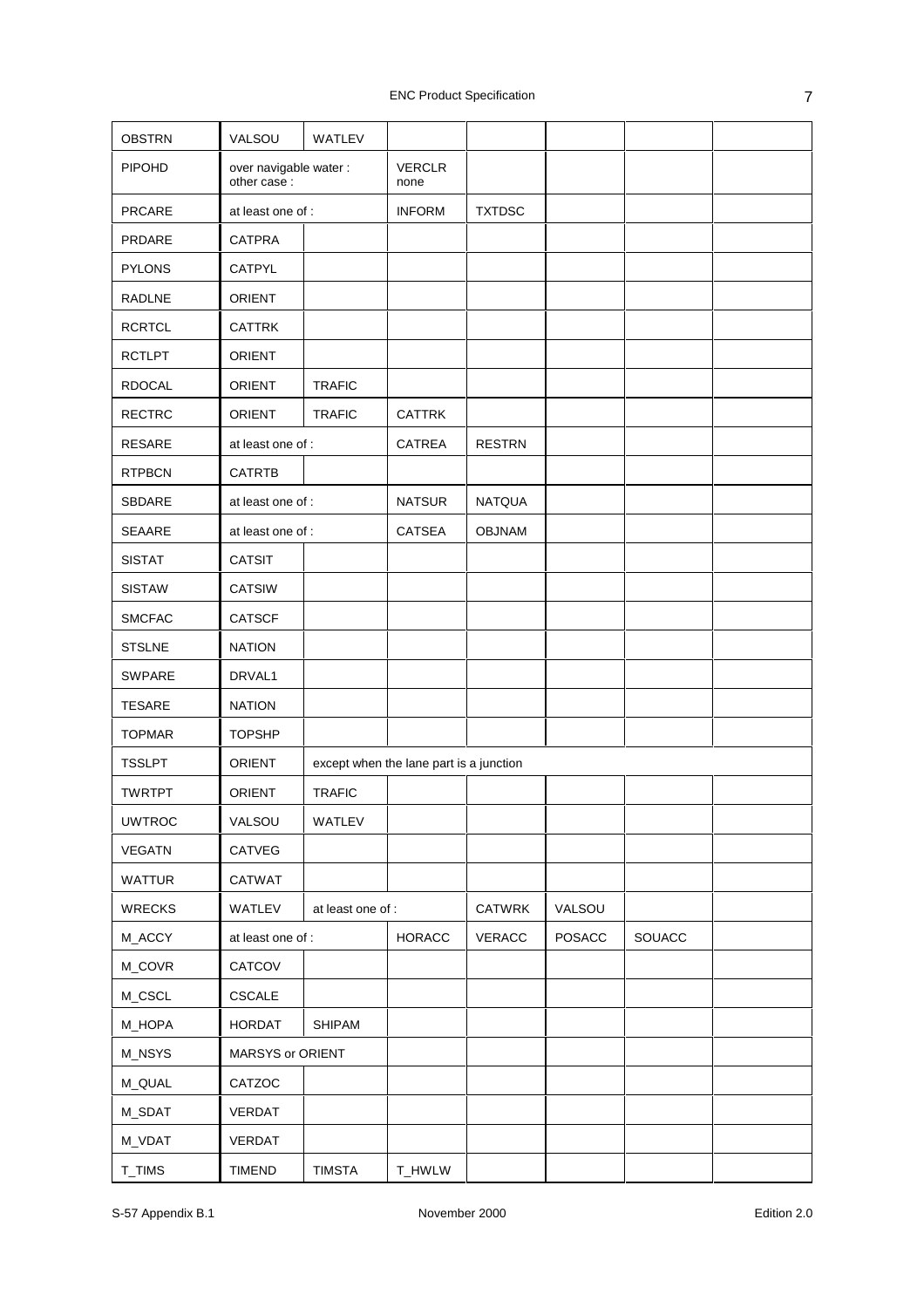| | | | | | | | |
|---|---|---|---|---|---|---|---|
| OBSTRN | VALSOU | WATLEV | | | | | |
| PIPOHD | over navigable water :<br>other case : | | VERCLR<br>none | | | | |
| PRCARE | at least one of : | | INFORM | TXTDSC | | | |
| PRDARE | CATPRA | | | | | | |
| PYLONS | CATPYL | | | | | | |
| RADLNE | ORIENT | | | | | | |
| RCRTCL | CATTRK | | | | | | |
| RCTLPT | ORIENT | | | | | | |
| RDOCAL | ORIENT | TRAFIC | | | | | |
| RECTRC | ORIENT | TRAFIC | CATTRK | | | | |
| RESARE | at least one of : | | CATREA | RESTRN | | | |
| RTPBCN | CATRTB | | | | | | |
| SBDARE | at least one of : | | NATSUR | NATQUA | | | |
| SEAARE | at least one of : | | CATSEA | OBJNAM | | | |
| SISTAT | CATSIT | | | | | | |
| SISTAW | CATSIW | | | | | | |
| SMCFAC | CATSCF | | | | | | |
| STSLNE | NATION | | | | | | |
| SWPARE | DRVAL1 | | | | | | |
| TESARE | NATION | | | | | | |
| TOPMAR | TOPSHP | | | | | | |
| TSSLPT | ORIENT | except when the lane part is a junction | | | | | |
| TWRTPT | ORIENT | TRAFIC | | | | | |
| UWTROC | VALSOU | WATLEV | | | | | |
| VEGATN | CATVEG | | | | | | |
| WATTUR | CATWAT | | | | | | |
| WRECKS | WATLEV | at least one of : | | CATWRK | VALSOU | | |
| M_ACCY | at least one of : | | HORACC | VERACC | POSACC | SOUACC | |
| M_COVR | CATCOV | | | | | | |
| M_CSCL | CSCALE | | | | | | |
| M_HOPA | HORDAT | SHIPAM | | | | | |
| M_NSYS | MARSYS or ORIENT | | | | | | |
| M_QUAL | CATZOC | | | | | | |
| M_SDAT | VERDAT | | | | | | |
| M_VDAT | VERDAT | | | | | | |
| T_TIMS | TIMEND | TIMSTA | T_HWLW | | | | |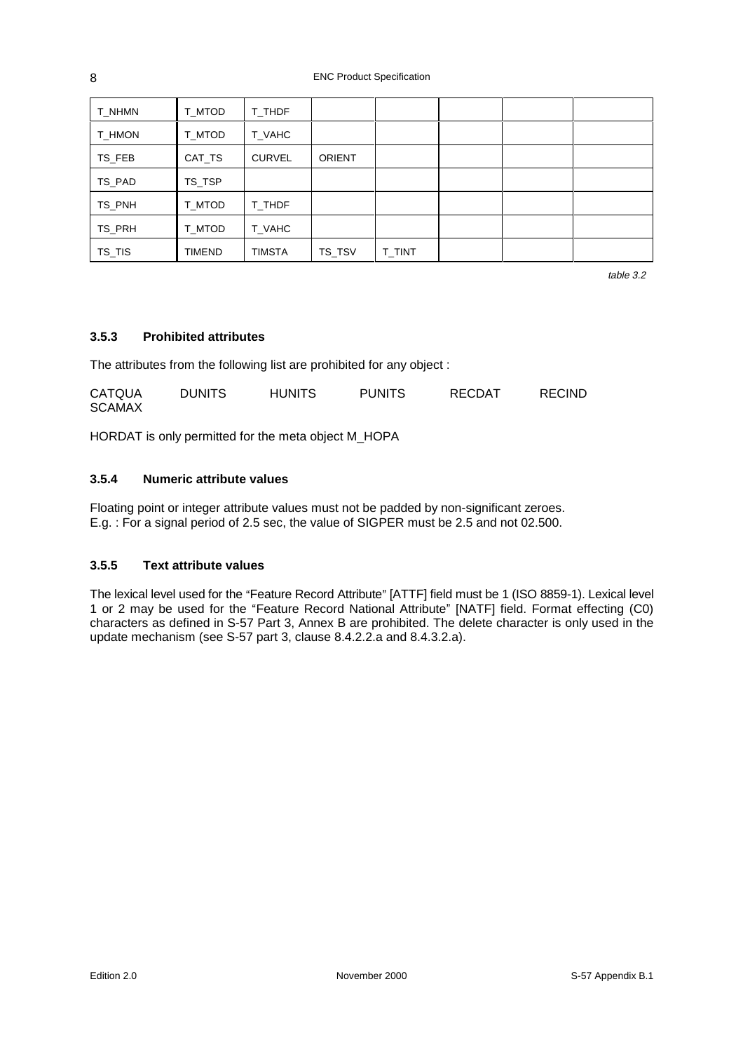| | | | | | | | |
|---|---|---|---|---|---|---|---|
| T_NHMN | T_MTOD | T_THDF | | | | | |
| T_HMON | T_MTOD | T_VAHC | | | | | |
| TS_FEB | CAT_TS | CURVEL | ORIENT | | | | |
| TS_PAD | TS_TSP | | | | | | |
| TS_PNH | T_MTOD | T_THDF | | | | | |
| TS_PRH | T_MTOD | T_VAHC | | | | | |
| TS_TIS | TIMEND | TIMSTA | TS_TSV | T_TINT | | | |

*table 3.2*

### 3.5.3 Prohibited attributes

The attributes from the following list are prohibited for any object :

CATQUA DUNITS HUNITS PUNITS RECDAT RECIND SCAMAX

HORDAT is only permitted for the meta object M_HOPA

### 3.5.4 Numeric attribute values

Floating point or integer attribute values must not be padded by non-significant zeroes.
E.g. : For a signal period of 2.5 sec, the value of SIGPER must be 2.5 and not 02.500.

### 3.5.5 Text attribute values

The lexical level used for the "Feature Record Attribute" [ATTF] field must be 1 (ISO 8859-1). Lexical level 1 or 2 may be used for the "Feature Record National Attribute" [NATF] field. Format effecting (C0) characters as defined in S-57 Part 3, Annex B are prohibited. The delete character is only used in the update mechanism (see S-57 part 3, clause 8.4.2.2.a and 8.4.3.2.a).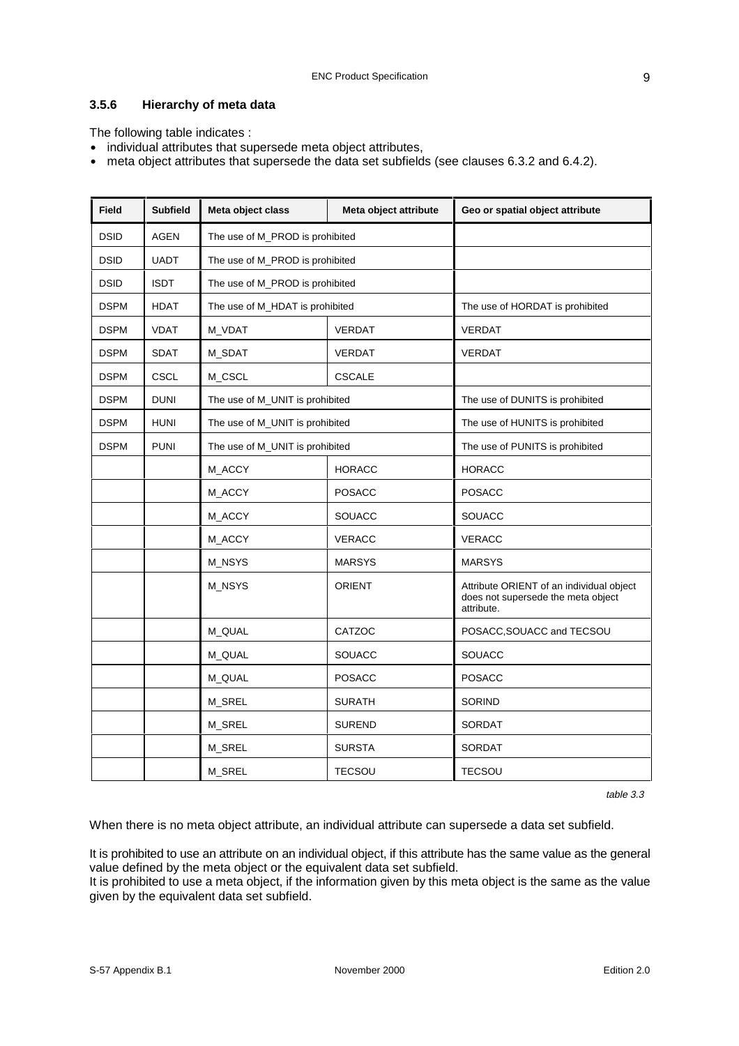### 3.5.6 Hierarchy of meta data

The following table indicates :

- individual attributes that supersede meta object attributes,
- meta object attributes that supersede the data set subfields (see clauses 6.3.2 and 6.4.2).

| Field | Subfield | Meta object class | Meta object attribute | Geo or spatial object attribute |
|---|---|---|---|---|
| DSID | AGEN | The use of M_PROD is prohibited | | |
| DSID | UADT | The use of M_PROD is prohibited | | |
| DSID | ISDT | The use of M_PROD is prohibited | | |
| DSPM | HDAT | The use of M_HDAT is prohibited | | The use of HORDAT is prohibited |
| DSPM | VDAT | M_VDAT | VERDAT | VERDAT |
| DSPM | SDAT | M_SDAT | VERDAT | VERDAT |
| DSPM | CSCL | M_CSCL | CSCALE | |
| DSPM | DUNI | The use of M_UNIT is prohibited | | The use of DUNITS is prohibited |
| DSPM | HUNI | The use of M_UNIT is prohibited | | The use of HUNITS is prohibited |
| DSPM | PUNI | The use of M_UNIT is prohibited | | The use of PUNITS is prohibited |
| | | M_ACCY | HORACC | HORACC |
| | | M_ACCY | POSACC | POSACC |
| | | M_ACCY | SOUACC | SOUACC |
| | | M_ACCY | VERACC | VERACC |
| | | M_NSYS | MARSYS | MARSYS |
| | | M_NSYS | ORIENT | Attribute ORIENT of an individual object does not supersede the meta object attribute. |
| | | M_QUAL | CATZOC | POSACC,SOUACC and TECSOU |
| | | M_QUAL | SOUACC | SOUACC |
| | | M_QUAL | POSACC | POSACC |
| | | M_SREL | SURATH | SORIND |
| | | M_SREL | SUREND | SORDAT |
| | | M_SREL | SURSTA | SORDAT |
| | | M_SREL | TECSOU | TECSOU |

*table 3.3*

When there is no meta object attribute, an individual attribute can supersede a data set subfield.

It is prohibited to use an attribute on an individual object, if this attribute has the same value as the general value defined by the meta object or the equivalent data set subfield.
It is prohibited to use a meta object, if the information given by this meta object is the same as the value given by the equivalent data set subfield.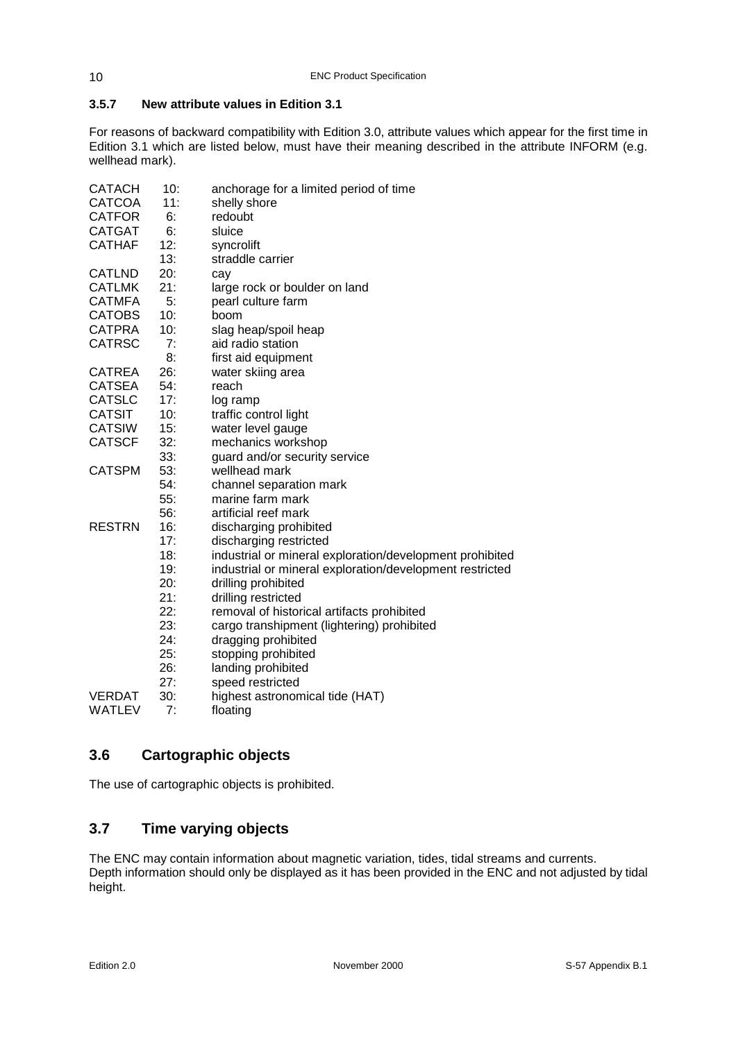### 3.5.7 New attribute values in Edition 3.1

For reasons of backward compatibility with Edition 3.0, attribute values which appear for the first time in Edition 3.1 which are listed below, must have their meaning described in the attribute INFORM (e.g. wellhead mark).

| | | |
|---|---|---|
| CATACH | 10: | anchorage for a limited period of time |
| CATCOA | 11: | shelly shore |
| CATFOR | 6: | redoubt |
| CATGAT | 6: | sluice |
| CATHAF | 12: | syncrolift |
| | 13: | straddle carrier |
| CATLND | 20: | cay |
| CATLMK | 21: | large rock or boulder on land |
| CATMFA | 5: | pearl culture farm |
| CATOBS | 10: | boom |
| CATPRA | 10: | slag heap/spoil heap |
| CATRSC | 7: | aid radio station |
| | 8: | first aid equipment |
| CATREA | 26: | water skiing area |
| CATSEA | 54: | reach |
| CATSLC | 17: | log ramp |
| CATSIT | 10: | traffic control light |
| CATSIW | 15: | water level gauge |
| CATSCF | 32: | mechanics workshop |
| | 33: | guard and/or security service |
| CATSPM | 53: | wellhead mark |
| | 54: | channel separation mark |
| | 55: | marine farm mark |
| | 56: | artificial reef mark |
| RESTRN | 16: | discharging prohibited |
| | 17: | discharging restricted |
| | 18: | industrial or mineral exploration/development prohibited |
| | 19: | industrial or mineral exploration/development restricted |
| | 20: | drilling prohibited |
| | 21: | drilling restricted |
| | 22: | removal of historical artifacts prohibited |
| | 23: | cargo transhipment (lightering) prohibited |
| | 24: | dragging prohibited |
| | 25: | stopping prohibited |
| | 26: | landing prohibited |
| | 27: | speed restricted |
| VERDAT | 30: | highest astronomical tide (HAT) |
| WATLEV | 7: | floating |

## 3.6 Cartographic objects

The use of cartographic objects is prohibited.

## 3.7 Time varying objects

The ENC may contain information about magnetic variation, tides, tidal streams and currents.
Depth information should only be displayed as it has been provided in the ENC and not adjusted by tidal height.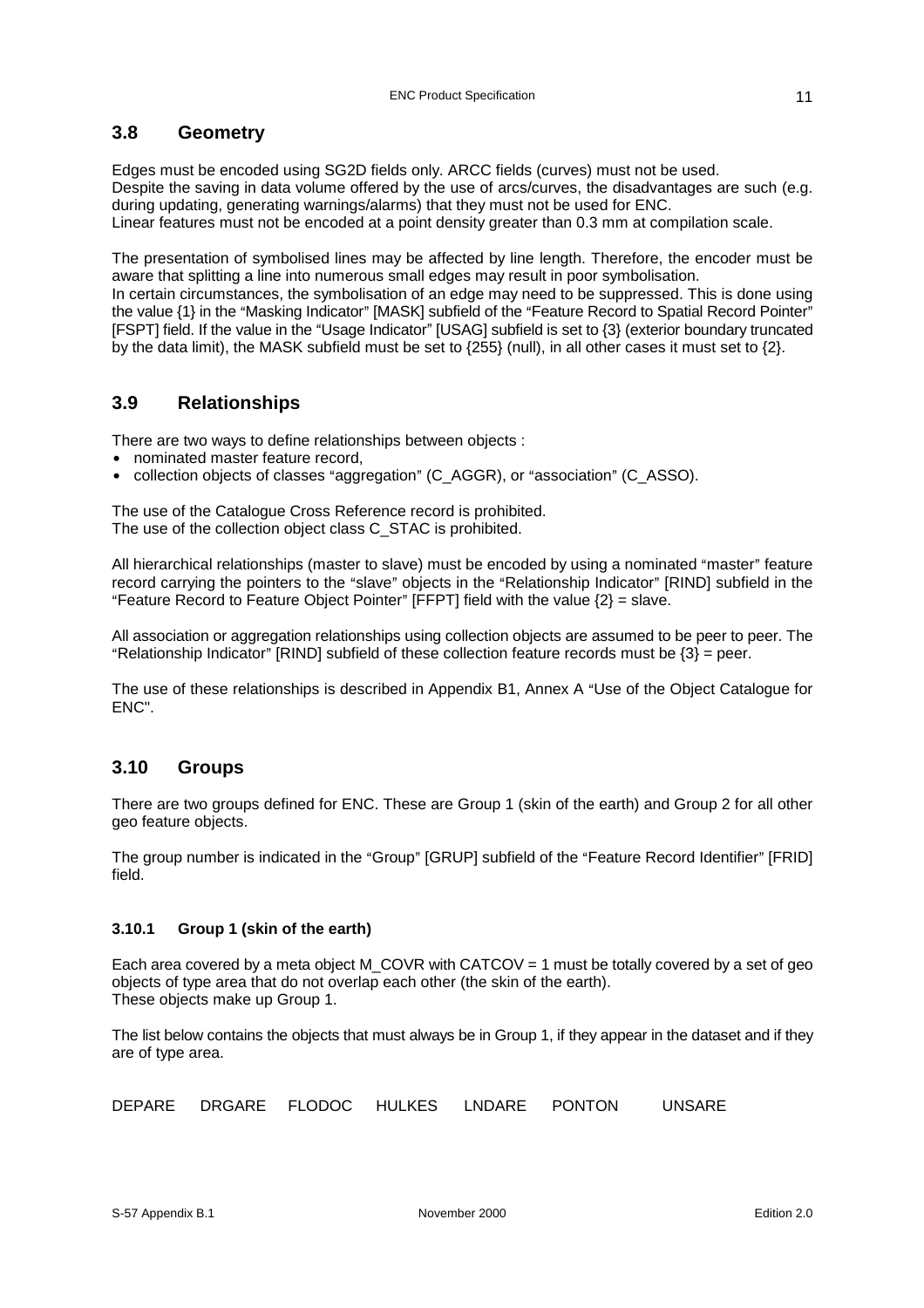## 3.8 Geometry

Edges must be encoded using SG2D fields only. ARCC fields (curves) must not be used.
Despite the saving in data volume offered by the use of arcs/curves, the disadvantages are such (e.g. during updating, generating warnings/alarms) that they must not be used for ENC.
Linear features must not be encoded at a point density greater than 0.3 mm at compilation scale.

The presentation of symbolised lines may be affected by line length. Therefore, the encoder must be aware that splitting a line into numerous small edges may result in poor symbolisation.
In certain circumstances, the symbolisation of an edge may need to be suppressed. This is done using the value {1} in the "Masking Indicator" [MASK] subfield of the "Feature Record to Spatial Record Pointer" [FSPT] field. If the value in the "Usage Indicator" [USAG] subfield is set to {3} (exterior boundary truncated by the data limit), the MASK subfield must be set to {255} (null), in all other cases it must set to {2}.

## 3.9 Relationships

There are two ways to define relationships between objects :

- nominated master feature record,
- collection objects of classes "aggregation" (C_AGGR), or "association" (C_ASSO).

The use of the Catalogue Cross Reference record is prohibited.
The use of the collection object class C_STAC is prohibited.

All hierarchical relationships (master to slave) must be encoded by using a nominated "master" feature record carrying the pointers to the "slave" objects in the "Relationship Indicator" [RIND] subfield in the "Feature Record to Feature Object Pointer" [FFPT] field with the value {2} = slave.

All association or aggregation relationships using collection objects are assumed to be peer to peer. The "Relationship Indicator" [RIND] subfield of these collection feature records must be {3} = peer.

The use of these relationships is described in Appendix B1, Annex A "Use of the Object Catalogue for ENC".

## 3.10 Groups

There are two groups defined for ENC. These are Group 1 (skin of the earth) and Group 2 for all other geo feature objects.

The group number is indicated in the "Group" [GRUP] subfield of the "Feature Record Identifier" [FRID] field.

### 3.10.1 Group 1 (skin of the earth)

Each area covered by a meta object M_COVR with CATCOV = 1 must be totally covered by a set of geo objects of type area that do not overlap each other (the skin of the earth).
These objects make up Group 1.

The list below contains the objects that must always be in Group 1, if they appear in the dataset and if they are of type area.

DEPARE DRGARE FLODOC HULKES LNDARE PONTON UNSARE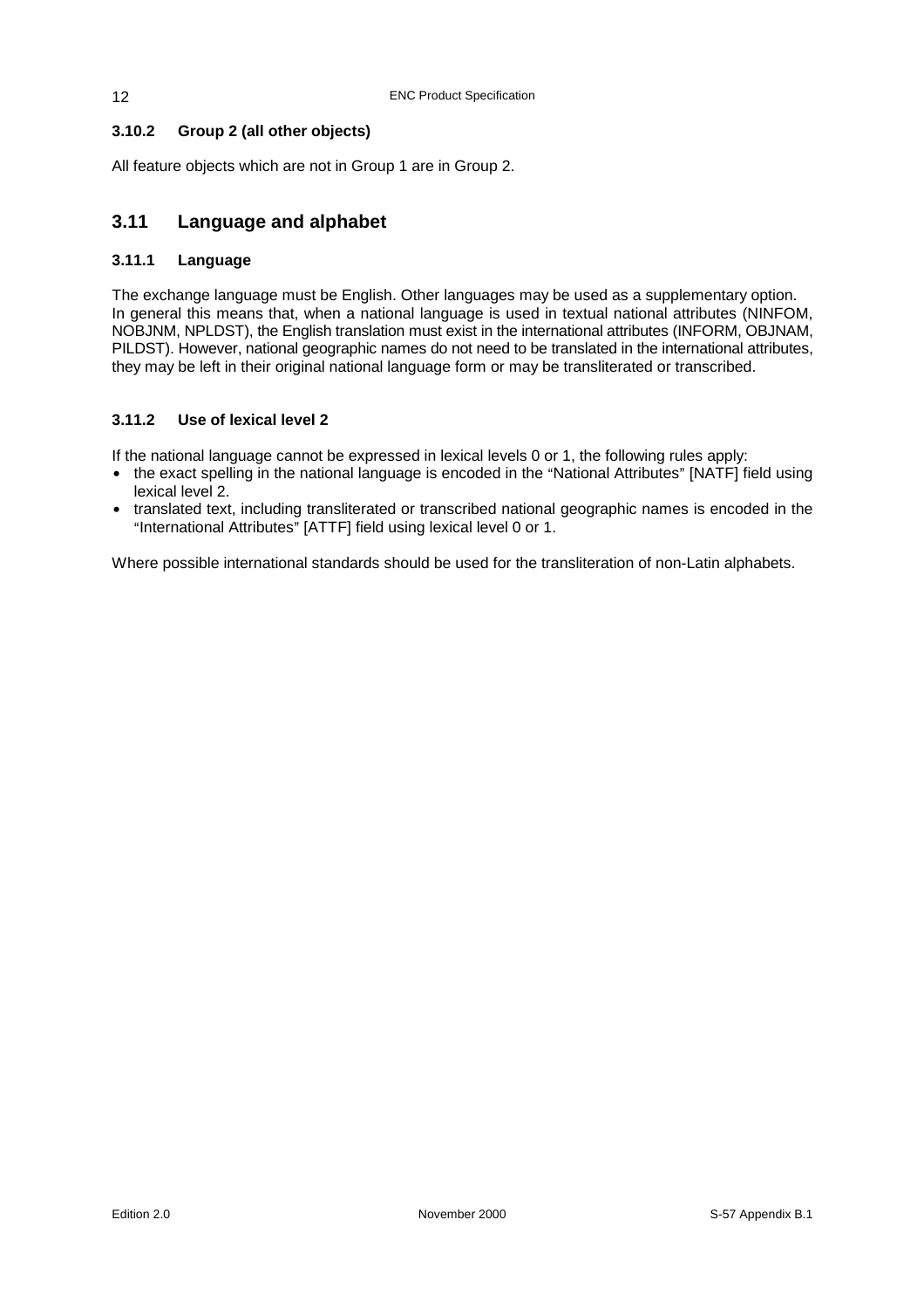#### 3.10.2 Group 2 (all other objects)

All feature objects which are not in Group 1 are in Group 2.

## 3.11 Language and alphabet

#### 3.11.1 Language

The exchange language must be English. Other languages may be used as a supplementary option. In general this means that, when a national language is used in textual national attributes (NINFOM, NOBJNM, NPLDST), the English translation must exist in the international attributes (INFORM, OBJNAM, PILDST). However, national geographic names do not need to be translated in the international attributes, they may be left in their original national language form or may be transliterated or transcribed.

#### 3.11.2 Use of lexical level 2

If the national language cannot be expressed in lexical levels 0 or 1, the following rules apply:

- the exact spelling in the national language is encoded in the "National Attributes" [NATF] field using lexical level 2.
- translated text, including transliterated or transcribed national geographic names is encoded in the "International Attributes" [ATTF] field using lexical level 0 or 1.

Where possible international standards should be used for the transliteration of non-Latin alphabets.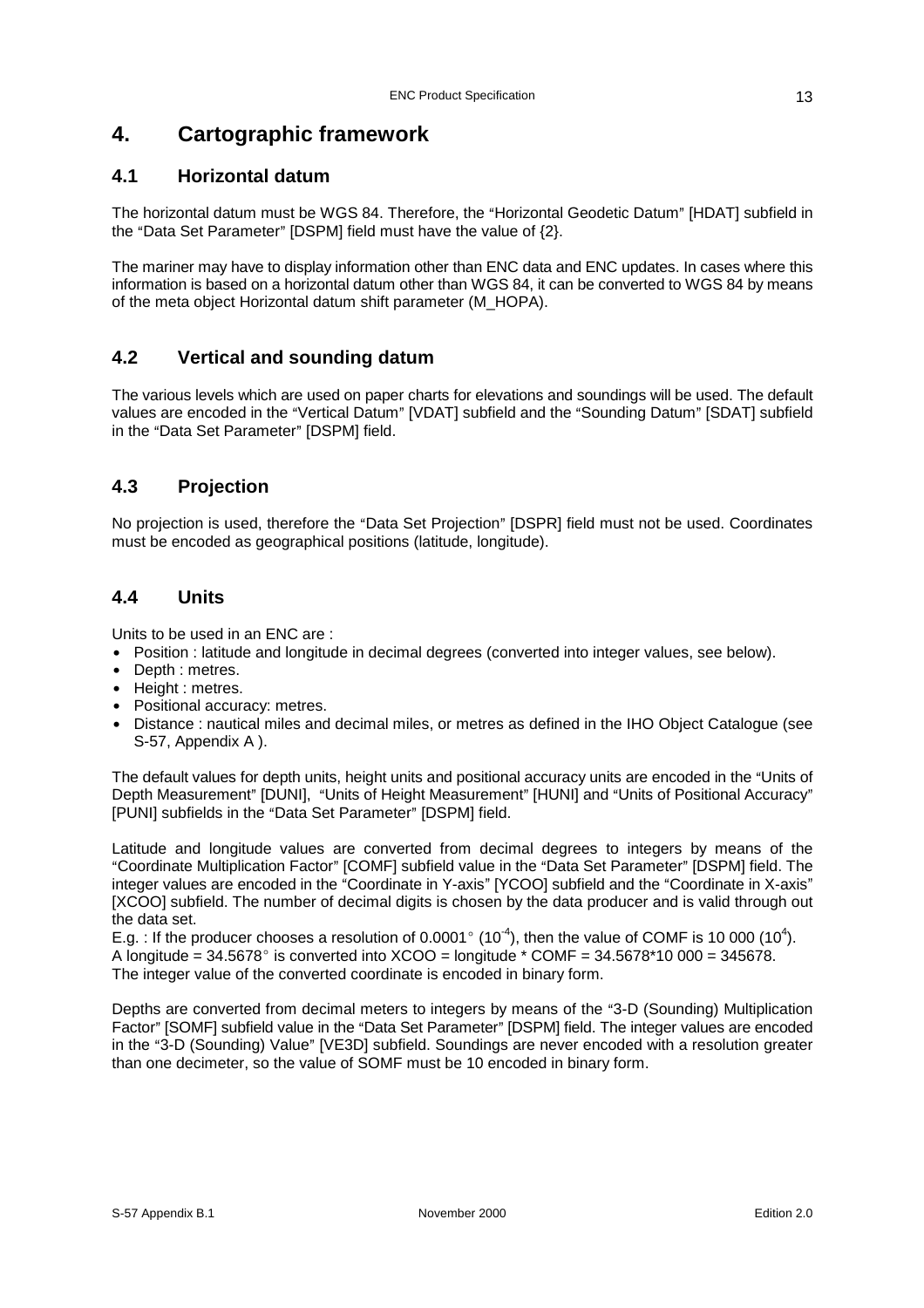# 4. Cartographic framework

## 4.1 Horizontal datum

The horizontal datum must be WGS 84. Therefore, the "Horizontal Geodetic Datum" [HDAT] subfield in the "Data Set Parameter" [DSPM] field must have the value of {2}.

The mariner may have to display information other than ENC data and ENC updates. In cases where this information is based on a horizontal datum other than WGS 84, it can be converted to WGS 84 by means of the meta object Horizontal datum shift parameter (M_HOPA).

## 4.2 Vertical and sounding datum

The various levels which are used on paper charts for elevations and soundings will be used. The default values are encoded in the "Vertical Datum" [VDAT] subfield and the "Sounding Datum" [SDAT] subfield in the "Data Set Parameter" [DSPM] field.

## 4.3 Projection

No projection is used, therefore the "Data Set Projection" [DSPR] field must not be used. Coordinates must be encoded as geographical positions (latitude, longitude).

## 4.4 Units

Units to be used in an ENC are :

- Position : latitude and longitude in decimal degrees (converted into integer values, see below).
- Depth : metres.
- Height : metres.
- Positional accuracy: metres.
- Distance : nautical miles and decimal miles, or metres as defined in the IHO Object Catalogue (see S-57, Appendix A ).

The default values for depth units, height units and positional accuracy units are encoded in the "Units of Depth Measurement" [DUNI], "Units of Height Measurement" [HUNI] and "Units of Positional Accuracy" [PUNI] subfields in the "Data Set Parameter" [DSPM] field.

Latitude and longitude values are converted from decimal degrees to integers by means of the "Coordinate Multiplication Factor" [COMF] subfield value in the "Data Set Parameter" [DSPM] field. The integer values are encoded in the "Coordinate in Y-axis" [YCOO] subfield and the "Coordinate in X-axis" [XCOO] subfield. The number of decimal digits is chosen by the data producer and is valid through out the data set.
E.g. : If the producer chooses a resolution of 0.0001° ($10^{-4}$), then the value of COMF is 10 000 ($10^{4}$).
A longitude = 34.5678° is converted into XCOO = longitude * COMF = 34.5678*10 000 = 345678.
The integer value of the converted coordinate is encoded in binary form.

Depths are converted from decimal meters to integers by means of the "3-D (Sounding) Multiplication Factor" [SOMF] subfield value in the "Data Set Parameter" [DSPM] field. The integer values are encoded in the "3-D (Sounding) Value" [VE3D] subfield. Soundings are never encoded with a resolution greater than one decimeter, so the value of SOMF must be 10 encoded in binary form.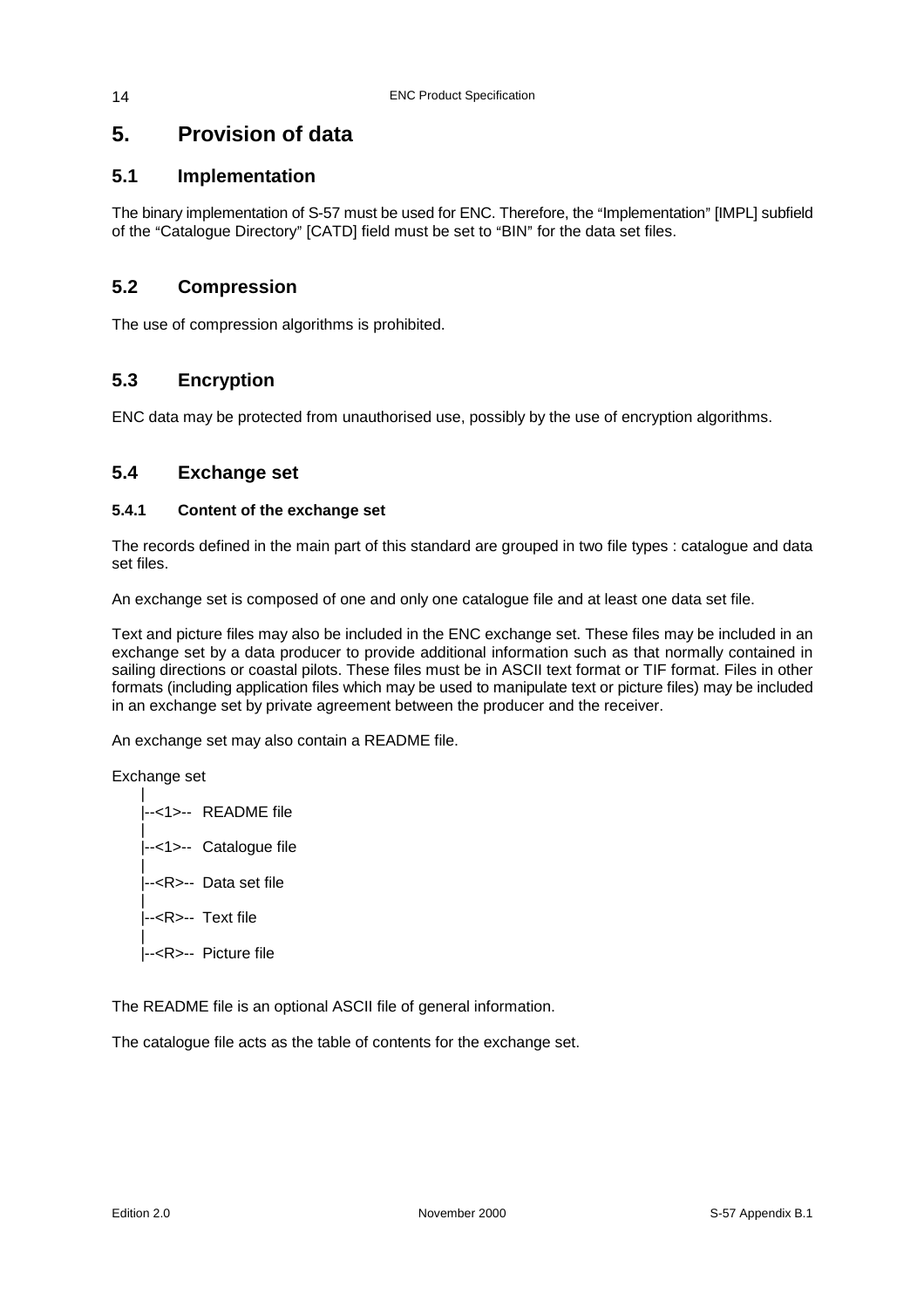# 5. Provision of data

## 5.1 Implementation

The binary implementation of S-57 must be used for ENC. Therefore, the "Implementation" [IMPL] subfield of the "Catalogue Directory" [CATD] field must be set to "BIN" for the data set files.

## 5.2 Compression

The use of compression algorithms is prohibited.

## 5.3 Encryption

ENC data may be protected from unauthorised use, possibly by the use of encryption algorithms.

## 5.4 Exchange set

### 5.4.1 Content of the exchange set

The records defined in the main part of this standard are grouped in two file types : catalogue and data set files.

An exchange set is composed of one and only one catalogue file and at least one data set file.

Text and picture files may also be included in the ENC exchange set. These files may be included in an exchange set by a data producer to provide additional information such as that normally contained in sailing directions or coastal pilots. These files must be in ASCII text format or TIF format. Files in other formats (including application files which may be used to manipulate text or picture files) may be included in an exchange set by private agreement between the producer and the receiver.

An exchange set may also contain a README file.

```
Exchange set
    |
    |--<1>--  README file
    |
    |--<1>--  Catalogue file
    |
    |--<R>--  Data set file
    |
    |--<R>--  Text file
    |
    |--<R>--  Picture file
```

The README file is an optional ASCII file of general information.

The catalogue file acts as the table of contents for the exchange set.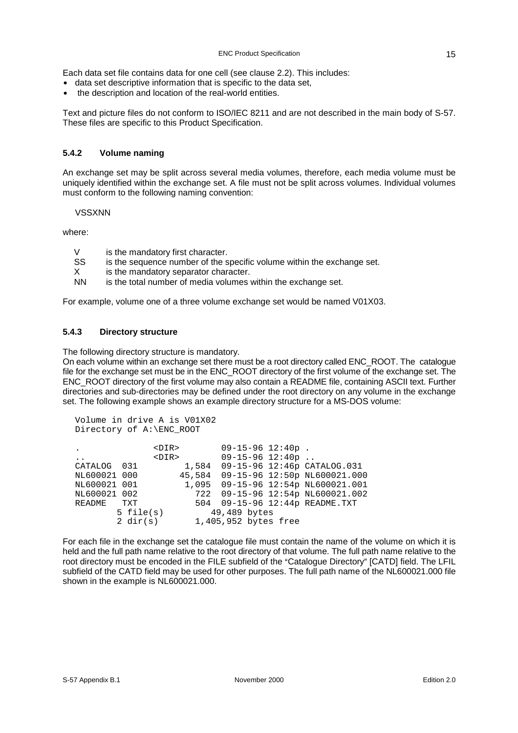Each data set file contains data for one cell (see clause 2.2). This includes:

- data set descriptive information that is specific to the data set,
- the description and location of the real-world entities.

Text and picture files do not conform to ISO/IEC 8211 and are not described in the main body of S-57. These files are specific to this Product Specification.

### 5.4.2 Volume naming

An exchange set may be split across several media volumes, therefore, each media volume must be uniquely identified within the exchange set. A file must not be split across volumes. Individual volumes must conform to the following naming convention:

VSSXNN

where:

- V is the mandatory first character.
- SS is the sequence number of the specific volume within the exchange set.
- X is the mandatory separator character.
- NN is the total number of media volumes within the exchange set.

For example, volume one of a three volume exchange set would be named V01X03.

### 5.4.3 Directory structure

The following directory structure is mandatory.
On each volume within an exchange set there must be a root directory called ENC_ROOT. The catalogue file for the exchange set must be in the ENC_ROOT directory of the first volume of the exchange set. The ENC_ROOT directory of the first volume may also contain a README file, containing ASCII text. Further directories and sub-directories may be defined under the root directory on any volume in the exchange set. The following example shows an example directory structure for a MS-DOS volume:

```
Volume in drive A is V01X02
Directory of A:\ENC_ROOT

.              <DIR>        09-15-96 12:40p .
..             <DIR>        09-15-96 12:40p ..
CATALOG  031        1,584  09-15-96 12:46p CATALOG.031
NL600021 000       45,584  09-15-96 12:50p NL600021.000
NL600021 001        1,095  09-15-96 12:54p NL600021.001
NL600021 002          722  09-15-96 12:54p NL600021.002
README   TXT          504  09-15-96 12:44p README.TXT
        5 file(s)        49,489 bytes
        2 dir(s)      1,405,952 bytes free
```

For each file in the exchange set the catalogue file must contain the name of the volume on which it is held and the full path name relative to the root directory of that volume. The full path name relative to the root directory must be encoded in the FILE subfield of the “Catalogue Directory” [CATD] field. The LFIL subfield of the CATD field may be used for other purposes. The full path name of the NL600021.000 file shown in the example is NL600021.000.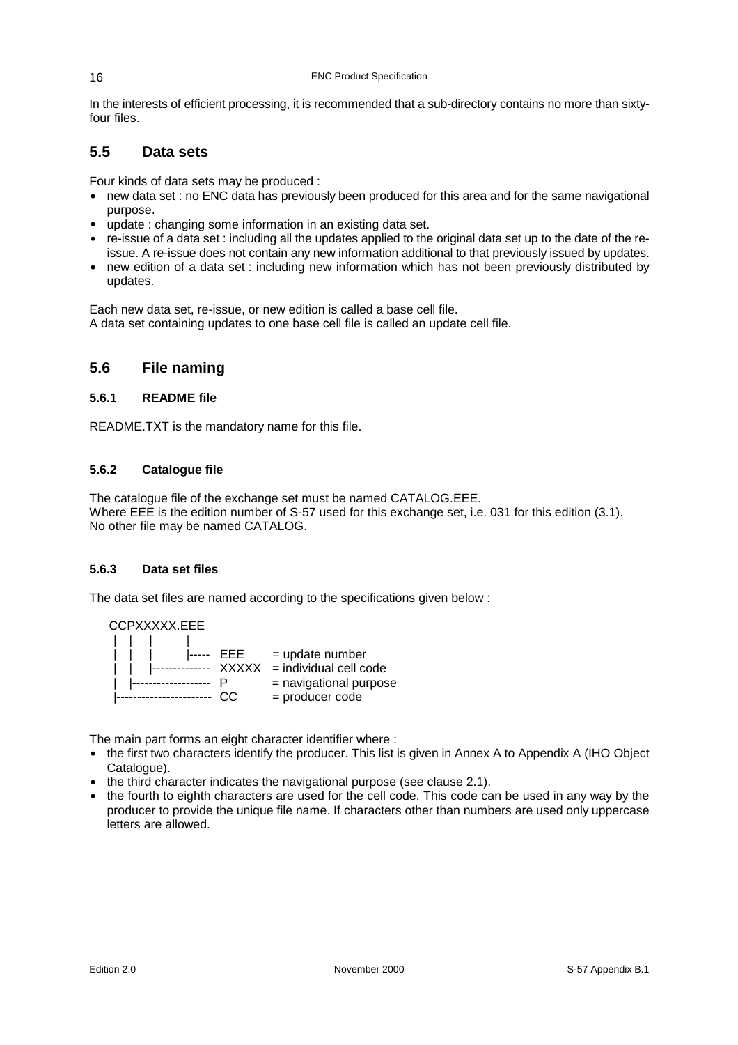In the interests of efficient processing, it is recommended that a sub-directory contains no more than sixty-four files.

## 5.5 Data sets

Four kinds of data sets may be produced :

- new data set : no ENC data has previously been produced for this area and for the same navigational purpose.
- update : changing some information in an existing data set.
- re-issue of a data set : including all the updates applied to the original data set up to the date of the re-issue. A re-issue does not contain any new information additional to that previously issued by updates.
- new edition of a data set : including new information which has not been previously distributed by updates.

Each new data set, re-issue, or new edition is called a base cell file.
A data set containing updates to one base cell file is called an update cell file.

## 5.6 File naming

### 5.6.1 README file

README.TXT is the mandatory name for this file.

### 5.6.2 Catalogue file

The catalogue file of the exchange set must be named CATALOG.EEE.
Where EEE is the edition number of S-57 used for this exchange set, i.e. 031 for this edition (3.1).
No other file may be named CATALOG.

### 5.6.3 Data set files

The data set files are named according to the specifications given below :

```
CCPXXXXX.EEE
 |  |  |     |
 |  |  |     |-----  EEE     = update number
 |  |  |-------------  XXXXX  = individual cell code
 |  |-------------------  P      = navigational purpose
 |----------------------  CC     = producer code
```

The main part forms an eight character identifier where :

- the first two characters identify the producer. This list is given in Annex A to Appendix A (IHO Object Catalogue).
- the third character indicates the navigational purpose (see clause 2.1).
- the fourth to eighth characters are used for the cell code. This code can be used in any way by the producer to provide the unique file name. If characters other than numbers are used only uppercase letters are allowed.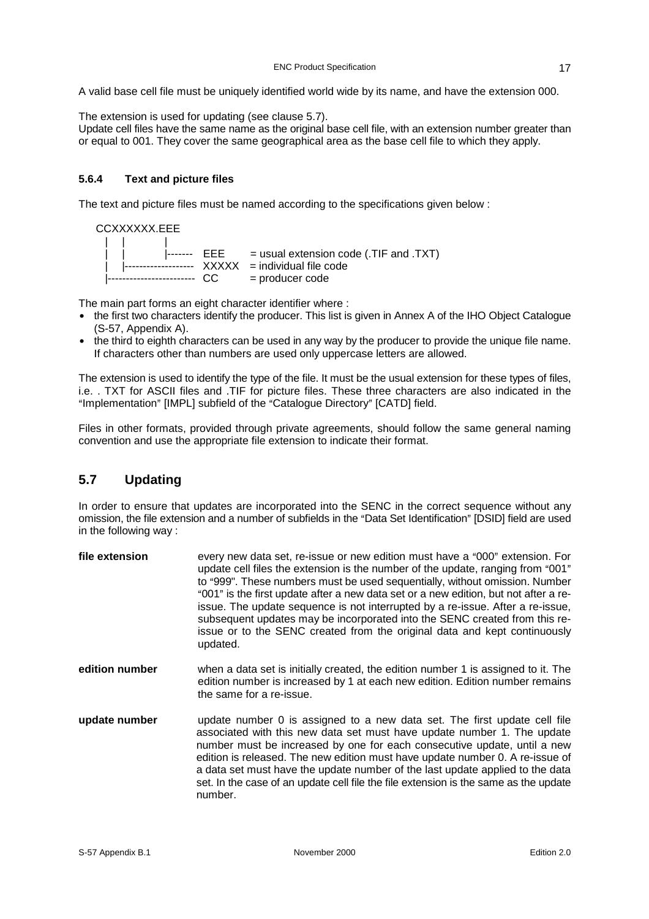A valid base cell file must be uniquely identified world wide by its name, and have the extension 000.

The extension is used for updating (see clause 5.7).
Update cell files have the same name as the original base cell file, with an extension number greater than or equal to 001. They cover the same geographical area as the base cell file to which they apply.

#### 5.6.4 Text and picture files

The text and picture files must be named according to the specifications given below :

```
CCXXXXXX.EEE
 |  |      |
 |  |      |-------  EEE    = usual extension code (.TIF and .TXT)
 |  |-------------- XXXXX  = individual file code
 |------------------ CC     = producer code
```

The main part forms an eight character identifier where :

- the first two characters identify the producer. This list is given in Annex A of the IHO Object Catalogue (S-57, Appendix A).
- the third to eighth characters can be used in any way by the producer to provide the unique file name. If characters other than numbers are used only uppercase letters are allowed.

The extension is used to identify the type of the file. It must be the usual extension for these types of files, i.e. . TXT for ASCII files and .TIF for picture files. These three characters are also indicated in the "Implementation" [IMPL] subfield of the "Catalogue Directory" [CATD] field.

Files in other formats, provided through private agreements, should follow the same general naming convention and use the appropriate file extension to indicate their format.

## 5.7 Updating

In order to ensure that updates are incorporated into the SENC in the correct sequence without any omission, the file extension and a number of subfields in the "Data Set Identification" [DSID] field are used in the following way :

**file extension** every new data set, re-issue or new edition must have a "000" extension. For update cell files the extension is the number of the update, ranging from "001" to "999". These numbers must be used sequentially, without omission. Number "001" is the first update after a new data set or a new edition, but not after a re-issue. The update sequence is not interrupted by a re-issue. After a re-issue, subsequent updates may be incorporated into the SENC created from this re-issue or to the SENC created from the original data and kept continuously updated.

**edition number** when a data set is initially created, the edition number 1 is assigned to it. The edition number is increased by 1 at each new edition. Edition number remains the same for a re-issue.

**update number** update number 0 is assigned to a new data set. The first update cell file associated with this new data set must have update number 1. The update number must be increased by one for each consecutive update, until a new edition is released. The new edition must have update number 0. A re-issue of a data set must have the update number of the last update applied to the data set. In the case of an update cell file the file extension is the same as the update number.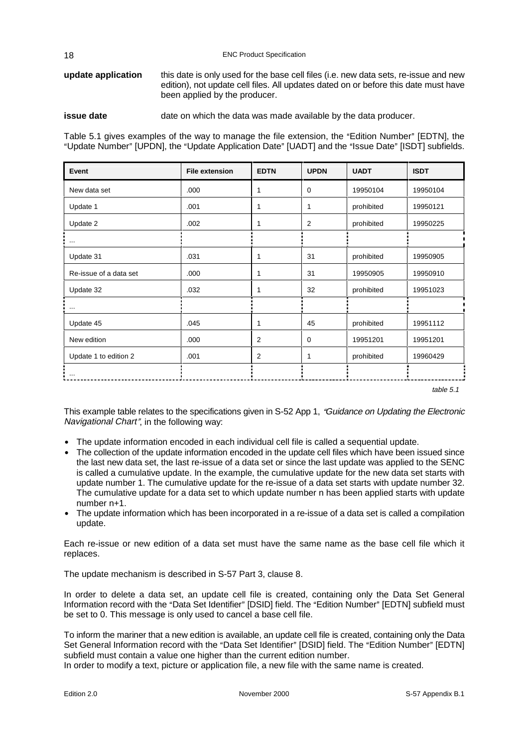**update application** this date is only used for the base cell files (i.e. new data sets, re-issue and new edition), not update cell files. All updates dated on or before this date must have been applied by the producer.

**issue date** date on which the data was made available by the data producer.

Table 5.1 gives examples of the way to manage the file extension, the "Edition Number" [EDTN], the "Update Number" [UPDN], the "Update Application Date" [UADT] and the "Issue Date" [ISDT] subfields.

| Event | File extension | EDTN | UPDN | UADT | ISDT |
|---|---|---|---|---|---|
| New data set | .000 | 1 | 0 | 19950104 | 19950104 |
| Update 1 | .001 | 1 | 1 | prohibited | 19950121 |
| Update 2 | .002 | 1 | 2 | prohibited | 19950225 |
| ... | | | | | |
| Update 31 | .031 | 1 | 31 | prohibited | 19950905 |
| Re-issue of a data set | .000 | 1 | 31 | 19950905 | 19950910 |
| Update 32 | .032 | 1 | 32 | prohibited | 19951023 |
| ... | | | | | |
| Update 45 | .045 | 1 | 45 | prohibited | 19951112 |
| New edition | .000 | 2 | 0 | 19951201 | 19951201 |
| Update 1 to edition 2 | .001 | 2 | 1 | prohibited | 19960429 |
| ... | | | | | |

*table 5.1*

This example table relates to the specifications given in S-52 App 1, *"Guidance on Updating the Electronic Navigational Chart"*, in the following way:

- The update information encoded in each individual cell file is called a sequential update.
- The collection of the update information encoded in the update cell files which have been issued since the last new data set, the last re-issue of a data set or since the last update was applied to the SENC is called a cumulative update. In the example, the cumulative update for the new data set starts with update number 1. The cumulative update for the re-issue of a data set starts with update number 32. The cumulative update for a data set to which update number n has been applied starts with update number n+1.
- The update information which has been incorporated in a re-issue of a data set is called a compilation update.

Each re-issue or new edition of a data set must have the same name as the base cell file which it replaces.

The update mechanism is described in S-57 Part 3, clause 8.

In order to delete a data set, an update cell file is created, containing only the Data Set General Information record with the "Data Set Identifier" [DSID] field. The "Edition Number" [EDTN] subfield must be set to 0. This message is only used to cancel a base cell file.

To inform the mariner that a new edition is available, an update cell file is created, containing only the Data Set General Information record with the "Data Set Identifier" [DSID] field. The "Edition Number" [EDTN] subfield must contain a value one higher than the current edition number.
In order to modify a text, picture or application file, a new file with the same name is created.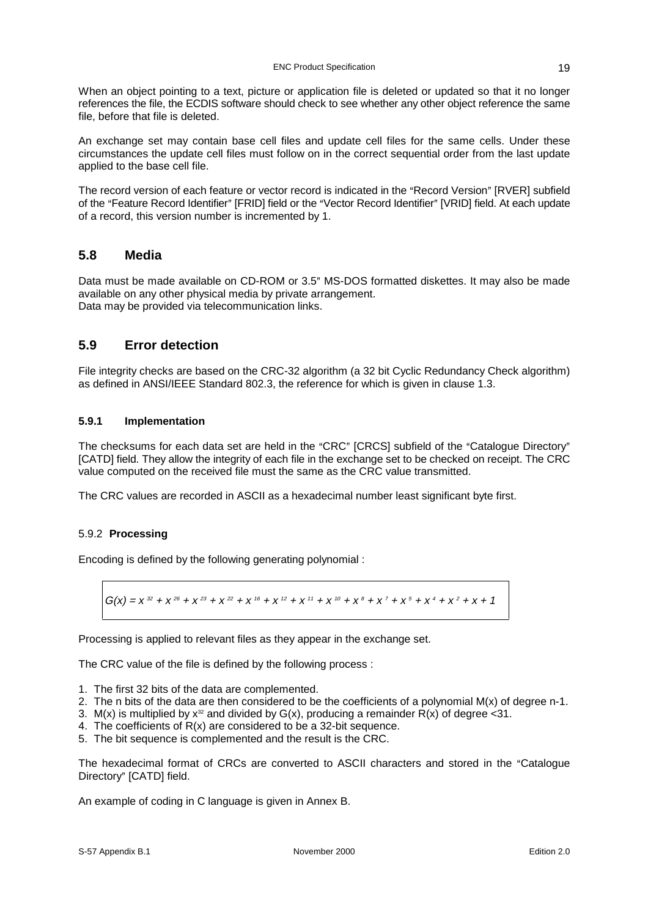When an object pointing to a text, picture or application file is deleted or updated so that it no longer references the file, the ECDIS software should check to see whether any other object reference the same file, before that file is deleted.

An exchange set may contain base cell files and update cell files for the same cells. Under these circumstances the update cell files must follow on in the correct sequential order from the last update applied to the base cell file.

The record version of each feature or vector record is indicated in the "Record Version" [RVER] subfield of the "Feature Record Identifier" [FRID] field or the "Vector Record Identifier" [VRID] field. At each update of a record, this version number is incremented by 1.

## 5.8 Media

Data must be made available on CD-ROM or 3.5" MS-DOS formatted diskettes. It may also be made available on any other physical media by private arrangement.
Data may be provided via telecommunication links.

## 5.9 Error detection

File integrity checks are based on the CRC-32 algorithm (a 32 bit Cyclic Redundancy Check algorithm) as defined in ANSI/IEEE Standard 802.3, the reference for which is given in clause 1.3.

### 5.9.1 Implementation

The checksums for each data set are held in the "CRC" [CRCS] subfield of the "Catalogue Directory" [CATD] field. They allow the integrity of each file in the exchange set to be checked on receipt. The CRC value computed on the received file must the same as the CRC value transmitted.

The CRC values are recorded in ASCII as a hexadecimal number least significant byte first.

### 5.9.2 Processing

Encoding is defined by the following generating polynomial :

$$G(x) = x^{32} + x^{26} + x^{23} + x^{22} + x^{16} + x^{12} + x^{11} + x^{10} + x^{8} + x^{7} + x^{5} + x^{4} + x^{2} + x + 1$$

Processing is applied to relevant files as they appear in the exchange set.

The CRC value of the file is defined by the following process :

1. The first 32 bits of the data are complemented.
2. The n bits of the data are then considered to be the coefficients of a polynomial $M(x)$ of degree n-1.
3. $M(x)$ is multiplied by $x^{32}$ and divided by $G(x)$, producing a remainder $R(x)$ of degree <31.
4. The coefficients of $R(x)$ are considered to be a 32-bit sequence.
5. The bit sequence is complemented and the result is the CRC.

The hexadecimal format of CRCs are converted to ASCII characters and stored in the "Catalogue Directory" [CATD] field.

An example of coding in C language is given in Annex B.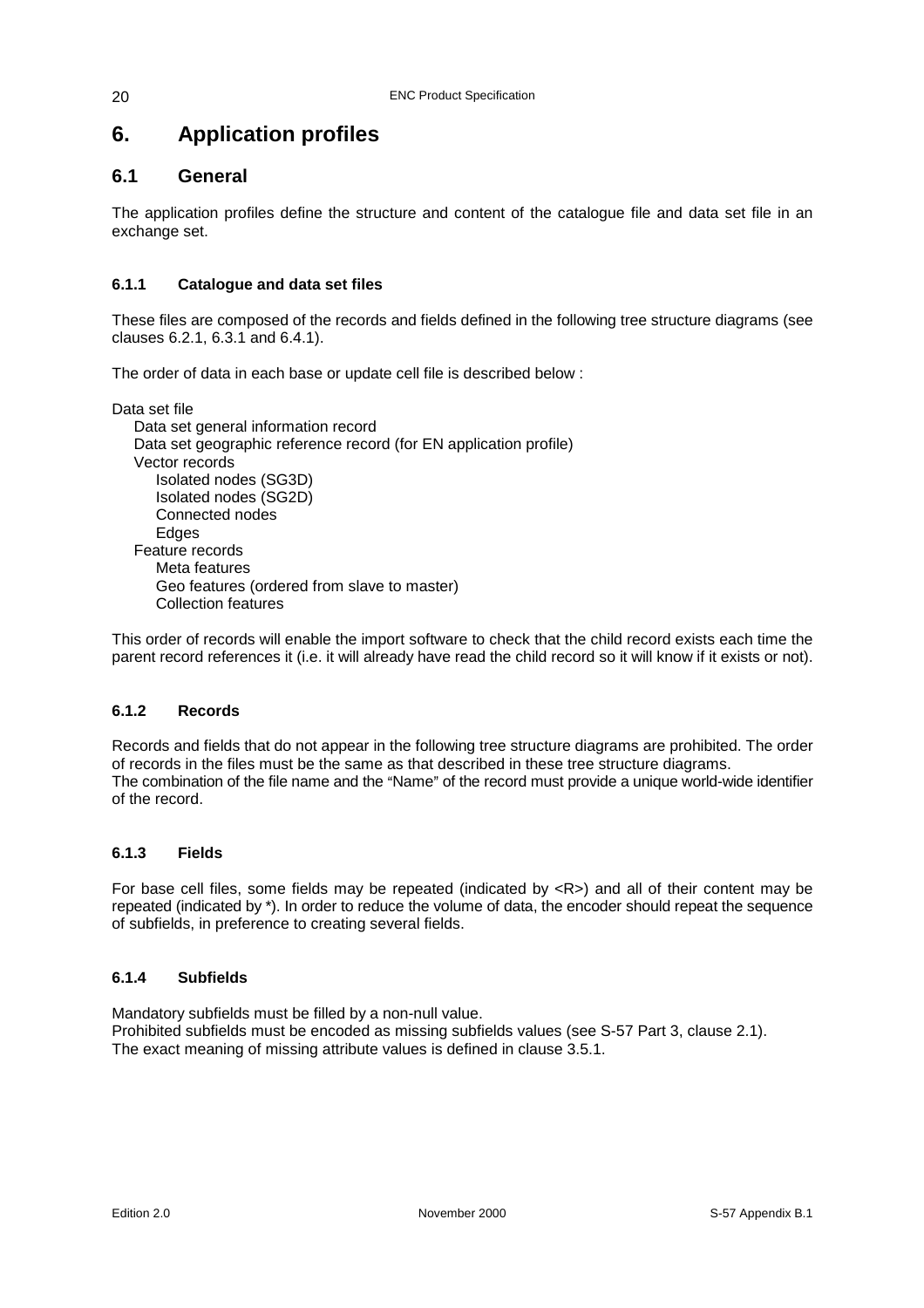# 6. Application profiles

## 6.1 General

The application profiles define the structure and content of the catalogue file and data set file in an exchange set.

### 6.1.1 Catalogue and data set files

These files are composed of the records and fields defined in the following tree structure diagrams (see clauses 6.2.1, 6.3.1 and 6.4.1).

The order of data in each base or update cell file is described below :

- Data set file
  - Data set general information record
  - Data set geographic reference record (for EN application profile)
  - Vector records
    - Isolated nodes (SG3D)
    - Isolated nodes (SG2D)
    - Connected nodes
    - Edges
  - Feature records
    - Meta features
    - Geo features (ordered from slave to master)
    - Collection features

This order of records will enable the import software to check that the child record exists each time the parent record references it (i.e. it will already have read the child record so it will know if it exists or not).

### 6.1.2 Records

Records and fields that do not appear in the following tree structure diagrams are prohibited. The order of records in the files must be the same as that described in these tree structure diagrams.
The combination of the file name and the "Name" of the record must provide a unique world-wide identifier of the record.

### 6.1.3 Fields

For base cell files, some fields may be repeated (indicated by <R>) and all of their content may be repeated (indicated by *). In order to reduce the volume of data, the encoder should repeat the sequence of subfields, in preference to creating several fields.

### 6.1.4 Subfields

Mandatory subfields must be filled by a non-null value.
Prohibited subfields must be encoded as missing subfields values (see S-57 Part 3, clause 2.1).
The exact meaning of missing attribute values is defined in clause 3.5.1.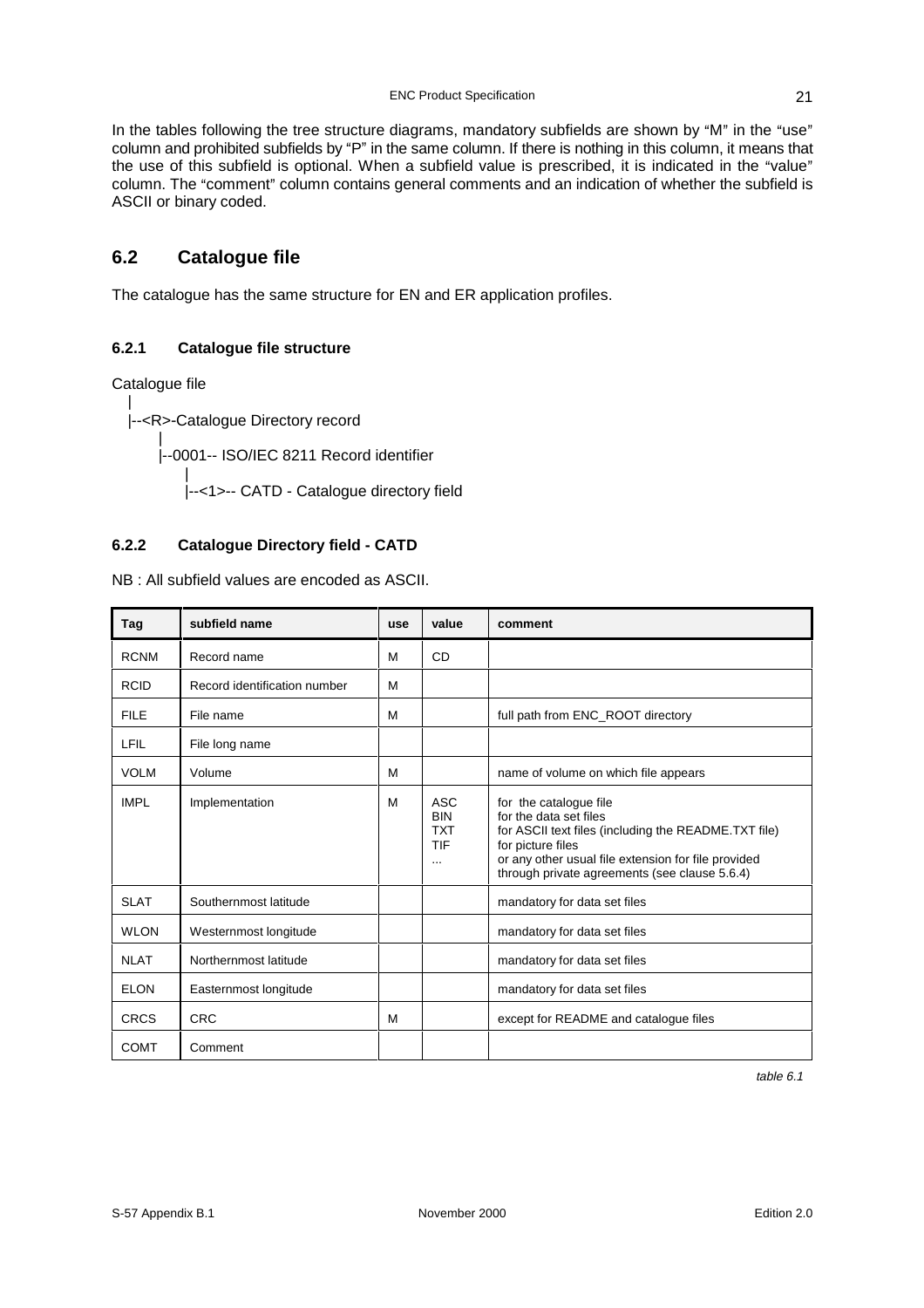In the tables following the tree structure diagrams, mandatory subfields are shown by "M" in the "use" column and prohibited subfields by "P" in the same column. If there is nothing in this column, it means that the use of this subfield is optional. When a subfield value is prescribed, it is indicated in the "value" column. The "comment" column contains general comments and an indication of whether the subfield is ASCII or binary coded.

## 6.2 Catalogue file

The catalogue has the same structure for EN and ER application profiles.

### 6.2.1 Catalogue file structure

```
Catalogue file
  |
  |--<R>-Catalogue Directory record
        |
        |--0001-- ISO/IEC 8211 Record identifier
              |
              |--<1>-- CATD - Catalogue directory field
```

### 6.2.2 Catalogue Directory field - CATD

NB : All subfield values are encoded as ASCII.

| Tag | subfield name | use | value | comment |
|---|---|---|---|---|
| RCNM | Record name | M | CD | |
| RCID | Record identification number | M | | |
| FILE | File name | M | | full path from ENC_ROOT directory |
| LFIL | File long name | | | |
| VOLM | Volume | M | | name of volume on which file appears |
| IMPL | Implementation | M | ASC<br>BIN<br>TXT<br>TIF<br>... | for the catalogue file<br>for the data set files<br>for ASCII text files (including the README.TXT file)<br>for picture files<br>or any other usual file extension for file provided through private agreements (see clause 5.6.4) |
| SLAT | Southernmost latitude | | | mandatory for data set files |
| WLON | Westernmost longitude | | | mandatory for data set files |
| NLAT | Northernmost latitude | | | mandatory for data set files |
| ELON | Easternmost longitude | | | mandatory for data set files |
| CRCS | CRC | M | | except for README and catalogue files |
| COMT | Comment | | | |

*table 6.1*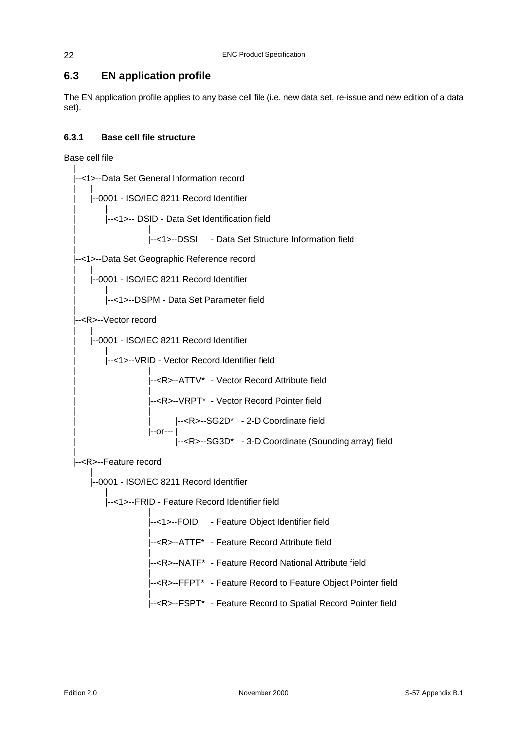## 6.3 EN application profile

The EN application profile applies to any base cell file (i.e. new data set, re-issue and new edition of a data set).

### 6.3.1 Base cell file structure

```
Base cell file
   |
   |--<1>--Data Set General Information record
   |      |
   |      |--0001 - ISO/IEC 8211 Record Identifier
   |           |
   |           |--<1>-- DSID - Data Set Identification field
   |                         |
   |                         |--<1>--DSSI     - Data Set Structure Information field
   |
   |--<1>--Data Set Geographic Reference record
   |      |
   |      |--0001 - ISO/IEC 8211 Record Identifier
   |           |
   |           |--<1>--DSPM - Data Set Parameter field
   |
   |--<R>--Vector record
   |      |
   |      |--0001 - ISO/IEC 8211 Record Identifier
   |           |
   |           |--<1>--VRID - Vector Record Identifier field
   |                         |
   |                         |--<R>--ATTV*  - Vector Record Attribute field
   |                         |
   |                         |--<R>--VRPT*  - Vector Record Pointer field
   |                         |
   |                         |         |--<R>--SG2D*   - 2-D Coordinate field
   |                         |--or--- |
   |                                   |--<R>--SG3D*   - 3-D Coordinate (Sounding array) field
   |
   |--<R>--Feature record
          |
          |--0001 - ISO/IEC 8211 Record Identifier
               |
               |--<1>--FRID - Feature Record Identifier field
                             |
                             |--<1>--FOID     - Feature Object Identifier field
                             |
                             |--<R>--ATTF*  - Feature Record Attribute field
                             |
                             |--<R>--NATF*  - Feature Record National Attribute field
                             |
                             |--<R>--FFPT*  - Feature Record to Feature Object Pointer field
                             |
                             |--<R>--FSPT*  - Feature Record to Spatial Record Pointer field
```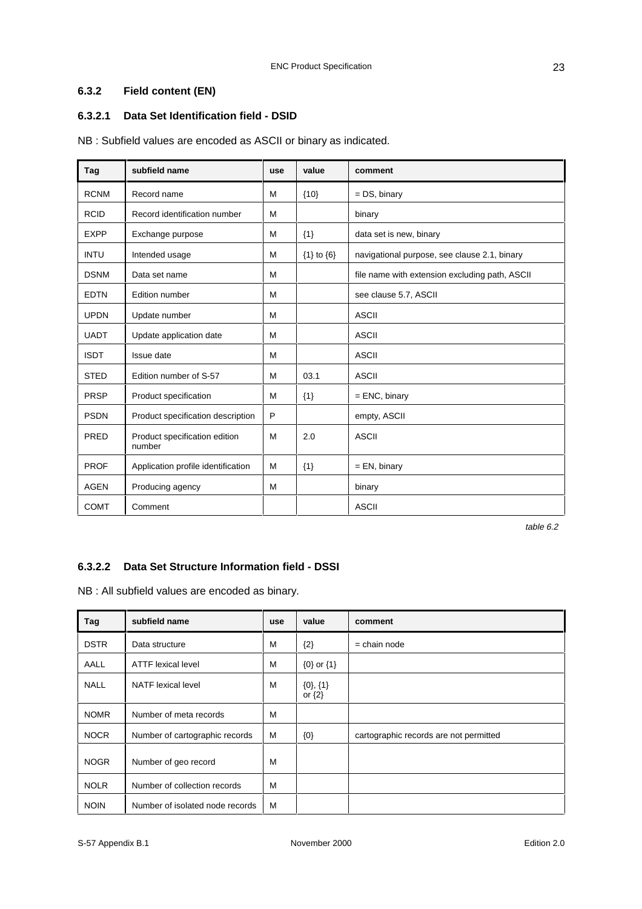### 6.3.2 Field content (EN)

#### 6.3.2.1 Data Set Identification field - DSID

NB : Subfield values are encoded as ASCII or binary as indicated.

| Tag | subfield name | use | value | comment |
|---|---|---|---|---|
| RCNM | Record name | M | {10} | = DS, binary |
| RCID | Record identification number | M | | binary |
| EXPP | Exchange purpose | M | {1} | data set is new, binary |
| INTU | Intended usage | M | {1} to {6} | navigational purpose, see clause 2.1, binary |
| DSNM | Data set name | M | | file name with extension excluding path, ASCII |
| EDTN | Edition number | M | | see clause 5.7, ASCII |
| UPDN | Update number | M | | ASCII |
| UADT | Update application date | M | | ASCII |
| ISDT | Issue date | M | | ASCII |
| STED | Edition number of S-57 | M | 03.1 | ASCII |
| PRSP | Product specification | M | {1} | = ENC, binary |
| PSDN | Product specification description | P | | empty, ASCII |
| PRED | Product specification edition number | M | 2.0 | ASCII |
| PROF | Application profile identification | M | {1} | = EN, binary |
| AGEN | Producing agency | M | | binary |
| COMT | Comment | | | ASCII |

*table 6.2*

#### 6.3.2.2 Data Set Structure Information field - DSSI

NB : All subfield values are encoded as binary.

| Tag | subfield name | use | value | comment |
|---|---|---|---|---|
| DSTR | Data structure | M | {2} | = chain node |
| AALL | ATTF lexical level | M | {0} or {1} | |
| NALL | NATF lexical level | M | {0}, {1} or {2} | |
| NOMR | Number of meta records | M | | |
| NOCR | Number of cartographic records | M | {0} | cartographic records are not permitted |
| NOGR | Number of geo record | M | | |
| NOLR | Number of collection records | M | | |
| NOIN | Number of isolated node records | M | | |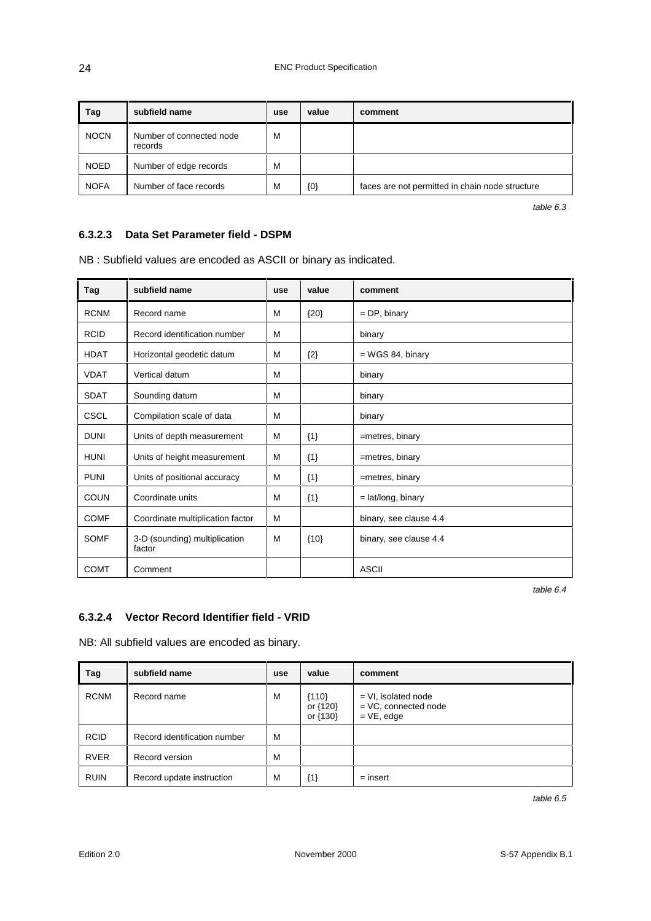| Tag | subfield name | use | value | comment |
|---|---|---|---|---|
| NOCN | Number of connected node records | M | | |
| NOED | Number of edge records | M | | |
| NOFA | Number of face records | M | {0} | faces are not permitted in chain node structure |

*table 6.3*

#### 6.3.2.3 Data Set Parameter field - DSPM

NB : Subfield values are encoded as ASCII or binary as indicated.

| Tag | subfield name | use | value | comment |
|---|---|---|---|---|
| RCNM | Record name | M | {20} | = DP, binary |
| RCID | Record identification number | M | | binary |
| HDAT | Horizontal geodetic datum | M | {2} | = WGS 84, binary |
| VDAT | Vertical datum | M | | binary |
| SDAT | Sounding datum | M | | binary |
| CSCL | Compilation scale of data | M | | binary |
| DUNI | Units of depth measurement | M | {1} | =metres, binary |
| HUNI | Units of height measurement | M | {1} | =metres, binary |
| PUNI | Units of positional accuracy | M | {1} | =metres, binary |
| COUN | Coordinate units | M | {1} | = lat/long, binary |
| COMF | Coordinate multiplication factor | M | | binary, see clause 4.4 |
| SOMF | 3-D (sounding) multiplication factor | M | {10} | binary, see clause 4.4 |
| COMT | Comment | | | ASCII |

*table 6.4*

#### 6.3.2.4 Vector Record Identifier field - VRID

NB: All subfield values are encoded as binary.

| Tag | subfield name | use | value | comment |
|---|---|---|---|---|
| RCNM | Record name | M | {110} or {120} or {130} | = VI, isolated node<br>= VC, connected node<br>= VE, edge |
| RCID | Record identification number | M | | |
| RVER | Record version | M | | |
| RUIN | Record update instruction | M | {1} | = insert |

*table 6.5*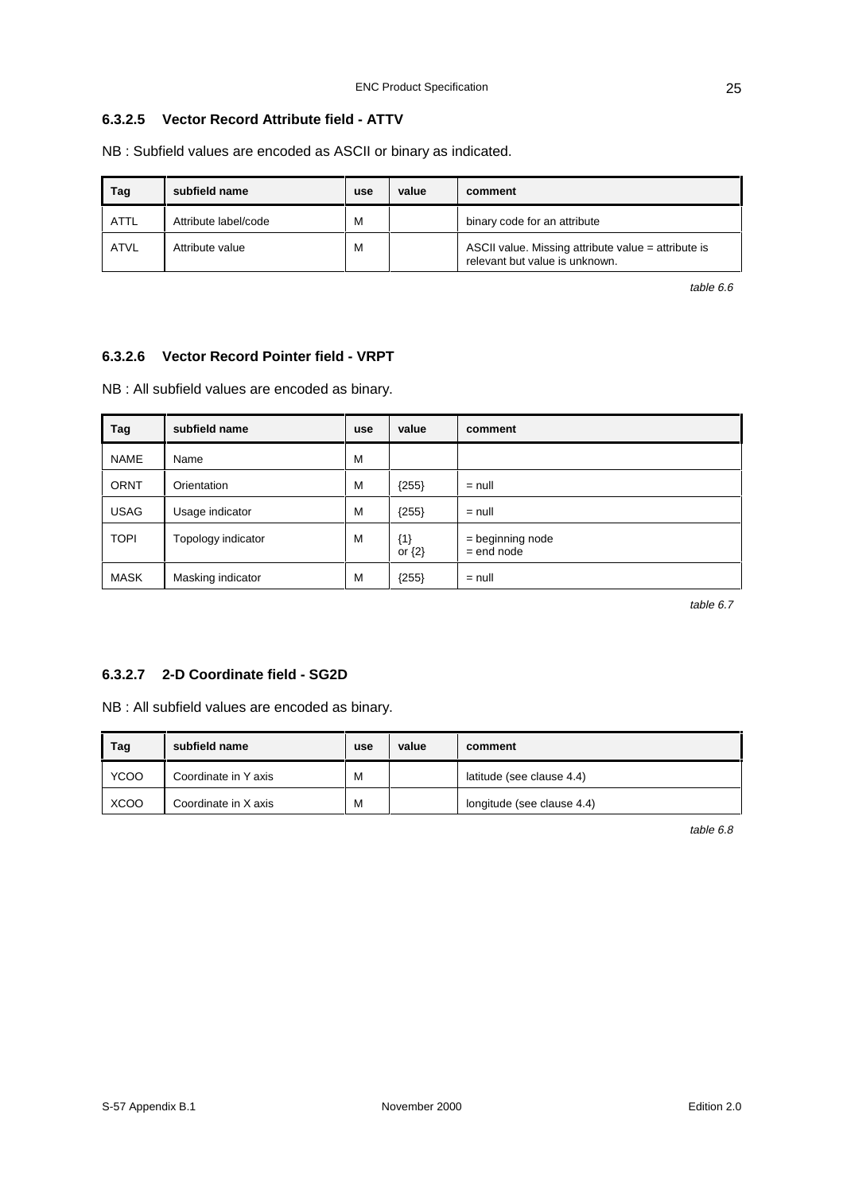### 6.3.2.5 Vector Record Attribute field - ATTV

NB : Subfield values are encoded as ASCII or binary as indicated.

| Tag | subfield name | use | value | comment |
|---|---|---|---|---|
| ATTL | Attribute label/code | M | | binary code for an attribute |
| ATVL | Attribute value | M | | ASCII value. Missing attribute value = attribute is relevant but value is unknown. |

*table 6.6*

### 6.3.2.6 Vector Record Pointer field - VRPT

NB : All subfield values are encoded as binary.

| Tag | subfield name | use | value | comment |
|---|---|---|---|---|
| NAME | Name | M | | |
| ORNT | Orientation | M | {255} | = null |
| USAG | Usage indicator | M | {255} | = null |
| TOPI | Topology indicator | M | {1} or {2} | = beginning node = end node |
| MASK | Masking indicator | M | {255} | = null |

*table 6.7*

### 6.3.2.7 2-D Coordinate field - SG2D

NB : All subfield values are encoded as binary.

| Tag | subfield name | use | value | comment |
|---|---|---|---|---|
| YCOO | Coordinate in Y axis | M | | latitude (see clause 4.4) |
| XCOO | Coordinate in X axis | M | | longitude (see clause 4.4) |

*table 6.8*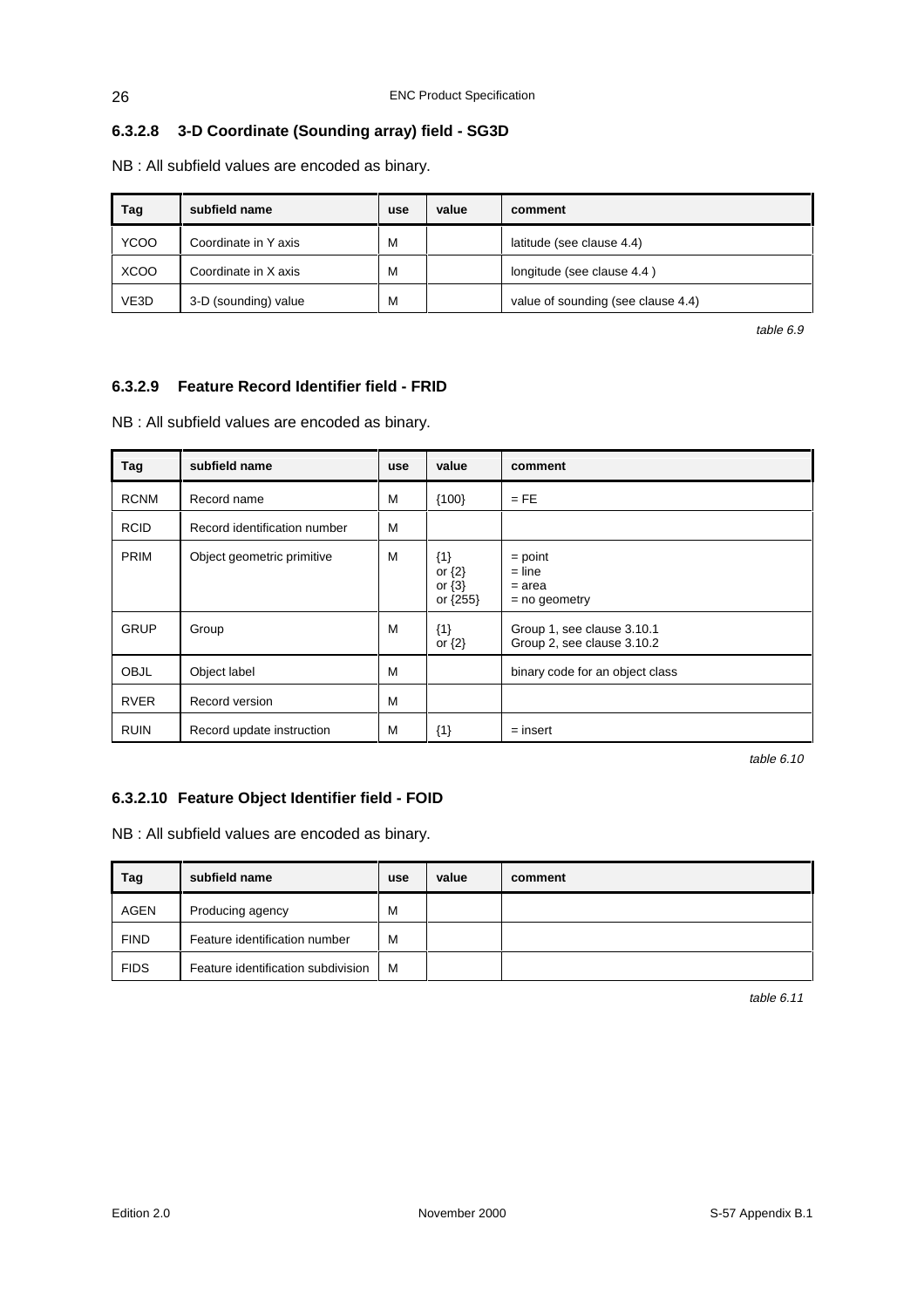#### 6.3.2.8 3-D Coordinate (Sounding array) field - SG3D

NB : All subfield values are encoded as binary.

| Tag | subfield name | use | value | comment |
|---|---|---|---|---|
| YCOO | Coordinate in Y axis | M | | latitude (see clause 4.4) |
| XCOO | Coordinate in X axis | M | | longitude (see clause 4.4 ) |
| VE3D | 3-D (sounding) value | M | | value of sounding (see clause 4.4) |

*table 6.9*

#### 6.3.2.9 Feature Record Identifier field - FRID

NB : All subfield values are encoded as binary.

| Tag | subfield name | use | value | comment |
|---|---|---|---|---|
| RCNM | Record name | M | {100} | = FE |
| RCID | Record identification number | M | | |
| PRIM | Object geometric primitive | M | {1}<br>or {2}<br>or {3}<br>or {255} | = point<br>= line<br>= area<br>= no geometry |
| GRUP | Group | M | {1}<br>or {2} | Group 1, see clause 3.10.1<br>Group 2, see clause 3.10.2 |
| OBJL | Object label | M | | binary code for an object class |
| RVER | Record version | M | | |
| RUIN | Record update instruction | M | {1} | = insert |

*table 6.10*

#### 6.3.2.10 Feature Object Identifier field - FOID

NB : All subfield values are encoded as binary.

| Tag | subfield name | use | value | comment |
|---|---|---|---|---|
| AGEN | Producing agency | M | | |
| FIND | Feature identification number | M | | |
| FIDS | Feature identification subdivision | M | | |

*table 6.11*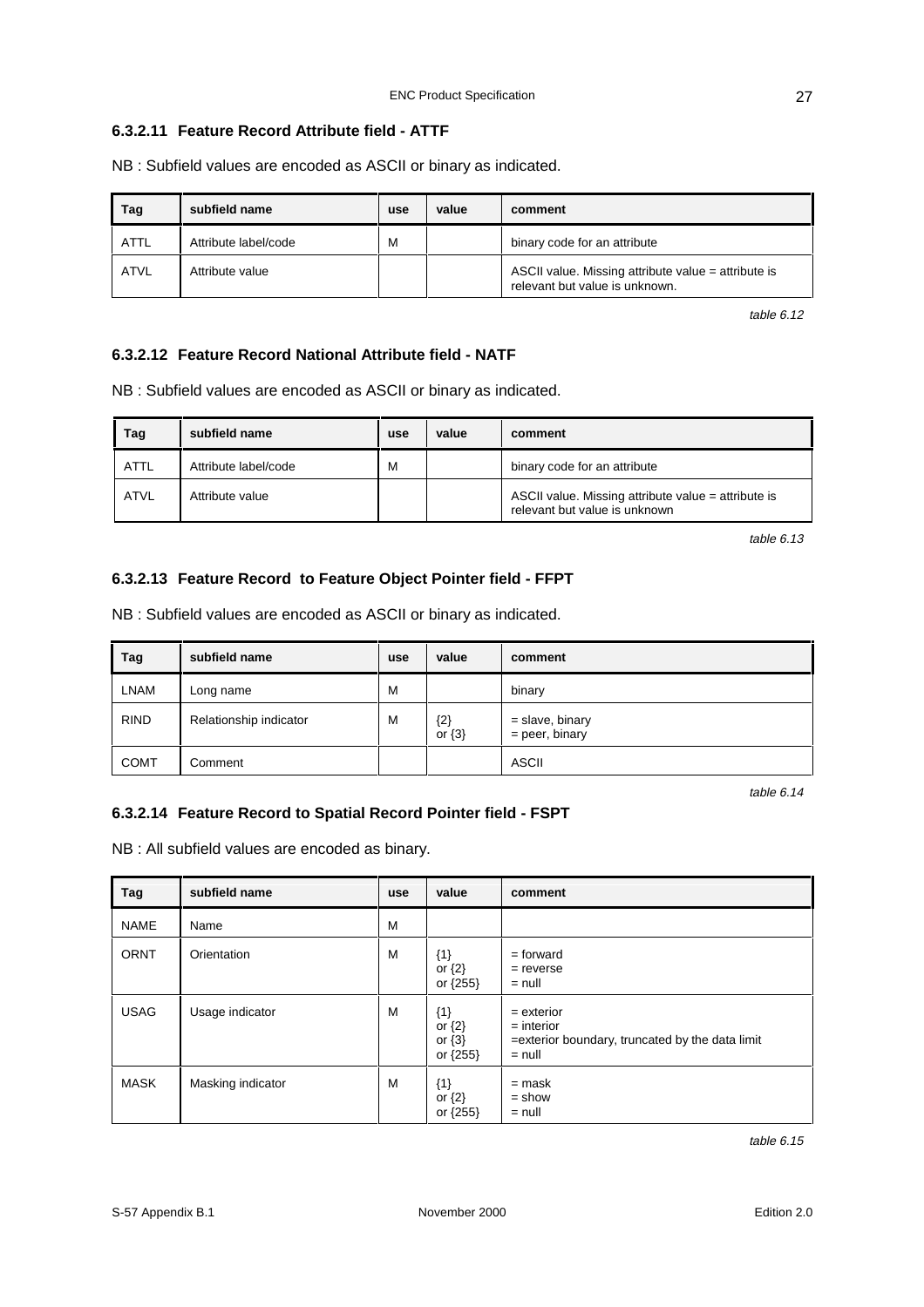#### 6.3.2.11 Feature Record Attribute field - ATTF

NB : Subfield values are encoded as ASCII or binary as indicated.

| Tag | subfield name | use | value | comment |
|---|---|---|---|---|
| ATTL | Attribute label/code | M | | binary code for an attribute |
| ATVL | Attribute value | | | ASCII value. Missing attribute value = attribute is relevant but value is unknown. |

*table 6.12*

#### 6.3.2.12 Feature Record National Attribute field - NATF

NB : Subfield values are encoded as ASCII or binary as indicated.

| Tag | subfield name | use | value | comment |
|---|---|---|---|---|
| ATTL | Attribute label/code | M | | binary code for an attribute |
| ATVL | Attribute value | | | ASCII value. Missing attribute value = attribute is relevant but value is unknown |

*table 6.13*

#### 6.3.2.13 Feature Record to Feature Object Pointer field - FFPT

NB : Subfield values are encoded as ASCII or binary as indicated.

| Tag | subfield name | use | value | comment |
|---|---|---|---|---|
| LNAM | Long name | M | | binary |
| RIND | Relationship indicator | M | {2}<br>or {3} | = slave, binary<br>= peer, binary |
| COMT | Comment | | | ASCII |

*table 6.14*

#### 6.3.2.14 Feature Record to Spatial Record Pointer field - FSPT

NB : All subfield values are encoded as binary.

| Tag | subfield name | use | value | comment |
|---|---|---|---|---|
| NAME | Name | M | | |
| ORNT | Orientation | M | {1}<br>or {2}<br>or {255} | = forward<br>= reverse<br>= null |
| USAG | Usage indicator | M | {1}<br>or {2}<br>or {3}<br>or {255} | = exterior<br>= interior<br>=exterior boundary, truncated by the data limit<br>= null |
| MASK | Masking indicator | M | {1}<br>or {2}<br>or {255} | = mask<br>= show<br>= null |

*table 6.15*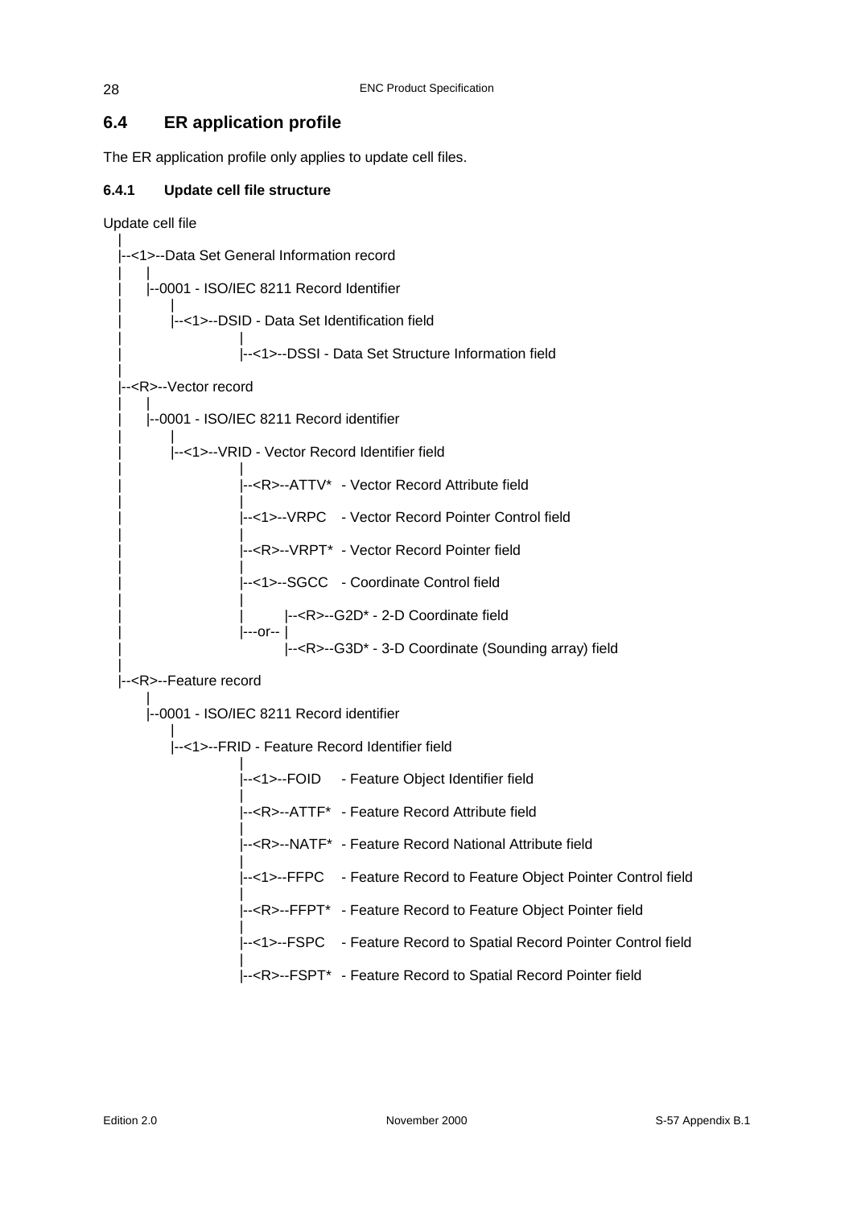## 6.4 ER application profile

The ER application profile only applies to update cell files.

### 6.4.1 Update cell file structure

```
Update cell file
   |
   |--<1>--Data Set General Information record
   |      |
   |      |--0001 - ISO/IEC 8211 Record Identifier
   |          |
   |          |--<1>--DSID - Data Set Identification field
   |                      |
   |                      |--<1>--DSSI - Data Set Structure Information field
   |
   |--<R>--Vector record
   |      |
   |      |--0001 - ISO/IEC 8211 Record identifier
   |          |
   |          |--<1>--VRID - Vector Record Identifier field
   |                      |
   |                      |--<R>--ATTV*  - Vector Record Attribute field
   |                      |
   |                      |--<1>--VRPC   - Vector Record Pointer Control field
   |                      |
   |                      |--<R>--VRPT*  - Vector Record Pointer field
   |                      |
   |                      |--<1>--SGCC   - Coordinate Control field
   |                      |
   |                      |        |--<R>--G2D* - 2-D Coordinate field
   |                      |---or-- |
   |                               |--<R>--G3D* - 3-D Coordinate (Sounding array) field
   |
   |--<R>--Feature record
          |
          |--0001 - ISO/IEC 8211 Record identifier
              |
              |--<1>--FRID - Feature Record Identifier field
                          |
                          |--<1>--FOID    - Feature Object Identifier field
                          |
                          |--<R>--ATTF*  - Feature Record Attribute field
                          |
                          |--<R>--NATF*  - Feature Record National Attribute field
                          |
                          |--<1>--FFPC   - Feature Record to Feature Object Pointer Control field
                          |
                          |--<R>--FFPT*  - Feature Record to Feature Object Pointer field
                          |
                          |--<1>--FSPC   - Feature Record to Spatial Record Pointer Control field
                          |
                          |--<R>--FSPT*  - Feature Record to Spatial Record Pointer field
```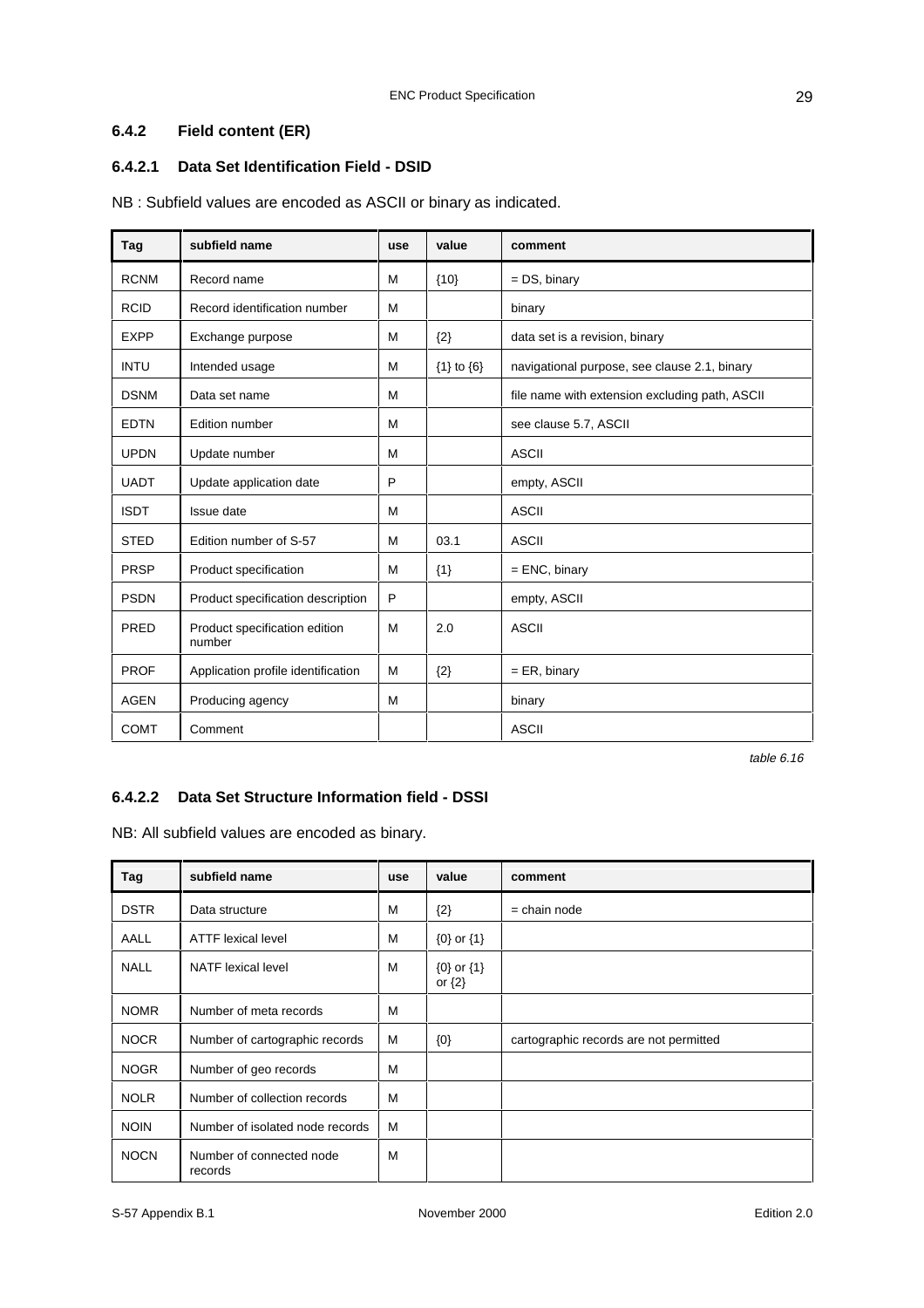### 6.4.2 Field content (ER)

#### 6.4.2.1 Data Set Identification Field - DSID

NB : Subfield values are encoded as ASCII or binary as indicated.

| Tag | subfield name | use | value | comment |
|---|---|---|---|---|
| RCNM | Record name | M | {10} | = DS, binary |
| RCID | Record identification number | M | | binary |
| EXPP | Exchange purpose | M | {2} | data set is a revision, binary |
| INTU | Intended usage | M | {1} to {6} | navigational purpose, see clause 2.1, binary |
| DSNM | Data set name | M | | file name with extension excluding path, ASCII |
| EDTN | Edition number | M | | see clause 5.7, ASCII |
| UPDN | Update number | M | | ASCII |
| UADT | Update application date | P | | empty, ASCII |
| ISDT | Issue date | M | | ASCII |
| STED | Edition number of S-57 | M | 03.1 | ASCII |
| PRSP | Product specification | M | {1} | = ENC, binary |
| PSDN | Product specification description | P | | empty, ASCII |
| PRED | Product specification edition number | M | 2.0 | ASCII |
| PROF | Application profile identification | M | {2} | = ER, binary |
| AGEN | Producing agency | M | | binary |
| COMT | Comment | | | ASCII |

*table 6.16*

#### 6.4.2.2 Data Set Structure Information field - DSSI

NB: All subfield values are encoded as binary.

| Tag | subfield name | use | value | comment |
|---|---|---|---|---|
| DSTR | Data structure | M | {2} | = chain node |
| AALL | ATTF lexical level | M | {0} or {1} | |
| NALL | NATF lexical level | M | {0} or {1} or {2} | |
| NOMR | Number of meta records | M | | |
| NOCR | Number of cartographic records | M | {0} | cartographic records are not permitted |
| NOGR | Number of geo records | M | | |
| NOLR | Number of collection records | M | | |
| NOIN | Number of isolated node records | M | | |
| NOCN | Number of connected node records | M | | |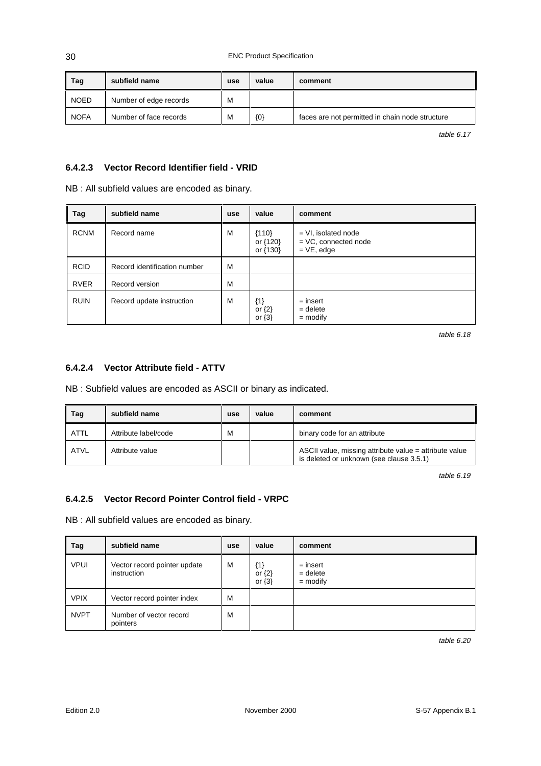| Tag | subfield name | use | value | comment |
|---|---|---|---|---|
| NOED | Number of edge records | M | | |
| NOFA | Number of face records | M | {0} | faces are not permitted in chain node structure |

*table 6.17*

#### 6.4.2.3 Vector Record Identifier field - VRID

NB : All subfield values are encoded as binary.

| Tag | subfield name | use | value | comment |
|---|---|---|---|---|
| RCNM | Record name | M | {110} or {120} or {130} | = VI, isolated node = VC, connected node = VE, edge |
| RCID | Record identification number | M | | |
| RVER | Record version | M | | |
| RUIN | Record update instruction | M | {1} or {2} or {3} | = insert = delete = modify |

*table 6.18*

#### 6.4.2.4 Vector Attribute field - ATTV

NB : Subfield values are encoded as ASCII or binary as indicated.

| Tag | subfield name | use | value | comment |
|---|---|---|---|---|
| ATTL | Attribute label/code | M | | binary code for an attribute |
| ATVL | Attribute value | | | ASCII value, missing attribute value = attribute value is deleted or unknown (see clause 3.5.1) |

*table 6.19*

#### 6.4.2.5 Vector Record Pointer Control field - VRPC

NB : All subfield values are encoded as binary.

| Tag | subfield name | use | value | comment |
|---|---|---|---|---|
| VPUI | Vector record pointer update instruction | M | {1} or {2} or {3} | = insert = delete = modify |
| VPIX | Vector record pointer index | M | | |
| NVPT | Number of vector record pointers | M | | |

*table 6.20*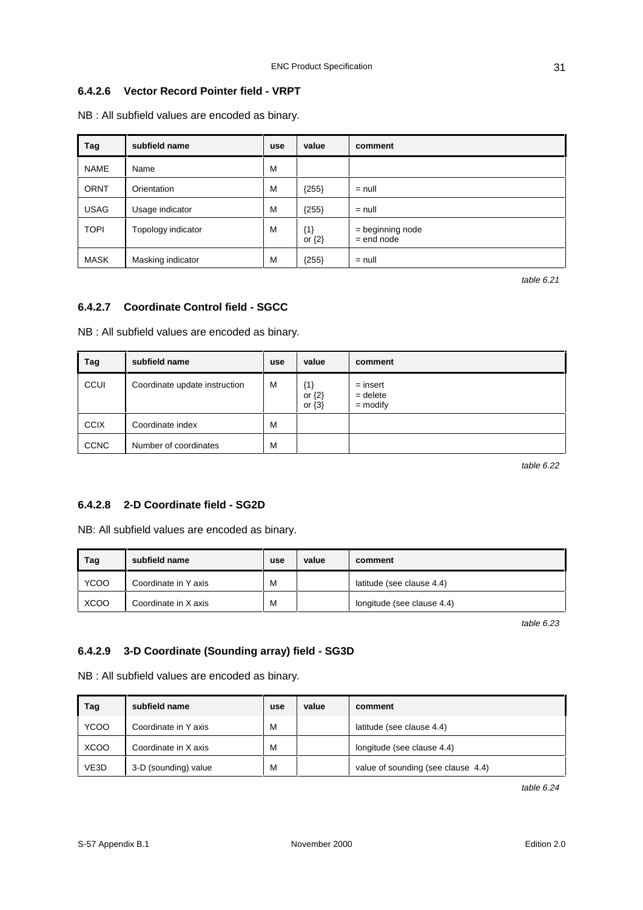#### 6.4.2.6 Vector Record Pointer field - VRPT

NB : All subfield values are encoded as binary.

| Tag | subfield name | use | value | comment |
|---|---|---|---|---|
| NAME | Name | M | | |
| ORNT | Orientation | M | {255} | = null |
| USAG | Usage indicator | M | {255} | = null |
| TOPI | Topology indicator | M | {1}<br>or {2} | = beginning node<br>= end node |
| MASK | Masking indicator | M | {255} | = null |

*table 6.21*

#### 6.4.2.7 Coordinate Control field - SGCC

NB : All subfield values are encoded as binary.

| Tag | subfield name | use | value | comment |
|---|---|---|---|---|
| CCUI | Coordinate update instruction | M | {1}<br>or {2}<br>or {3} | = insert<br>= delete<br>= modify |
| CCIX | Coordinate index | M | | |
| CCNC | Number of coordinates | M | | |

*table 6.22*

#### 6.4.2.8 2-D Coordinate field - SG2D

NB: All subfield values are encoded as binary.

| Tag | subfield name | use | value | comment |
|---|---|---|---|---|
| YCOO | Coordinate in Y axis | M | | latitude (see clause 4.4) |
| XCOO | Coordinate in X axis | M | | longitude (see clause 4.4) |

*table 6.23*

#### 6.4.2.9 3-D Coordinate (Sounding array) field - SG3D

NB : All subfield values are encoded as binary.

| Tag | subfield name | use | value | comment |
|---|---|---|---|---|
| YCOO | Coordinate in Y axis | M | | latitude (see clause 4.4) |
| XCOO | Coordinate in X axis | M | | longitude (see clause 4.4) |
| VE3D | 3-D (sounding) value | M | | value of sounding (see clause 4.4) |

*table 6.24*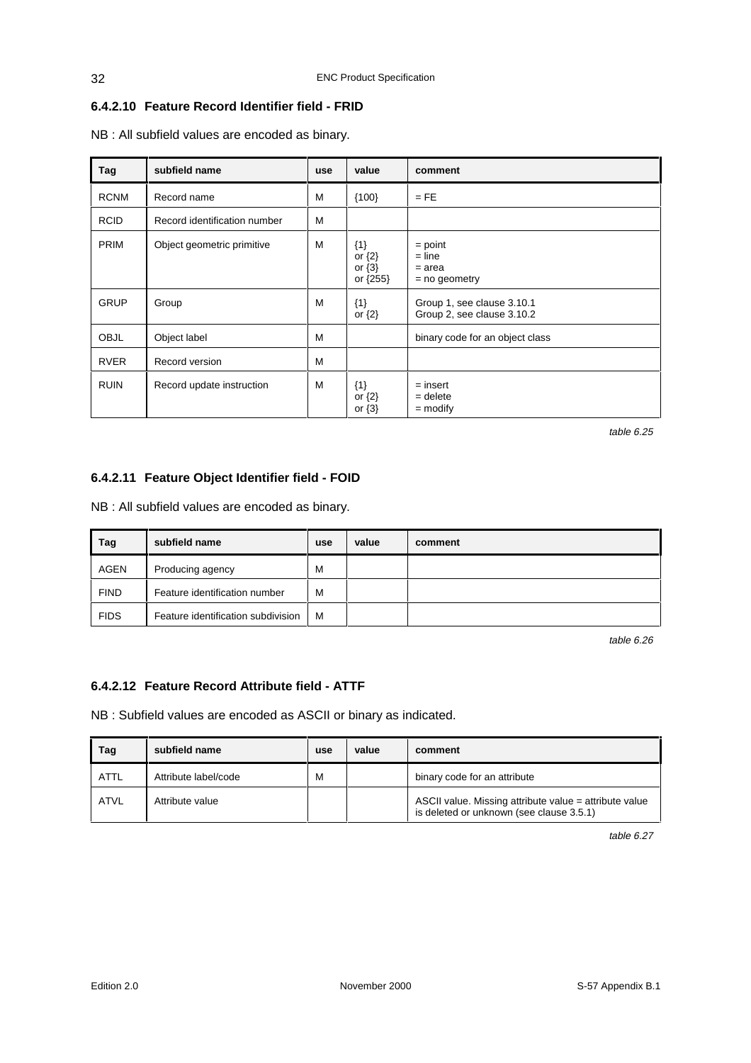#### 6.4.2.10 Feature Record Identifier field - FRID

NB : All subfield values are encoded as binary.

| Tag | subfield name | use | value | comment |
|---|---|---|---|---|
| RCNM | Record name | M | {100} | = FE |
| RCID | Record identification number | M | | |
| PRIM | Object geometric primitive | M | {1}<br>or {2}<br>or {3}<br>or {255} | = point<br>= line<br>= area<br>= no geometry |
| GRUP | Group | M | {1}<br>or {2} | Group 1, see clause 3.10.1<br>Group 2, see clause 3.10.2 |
| OBJL | Object label | M | | binary code for an object class |
| RVER | Record version | M | | |
| RUIN | Record update instruction | M | {1}<br>or {2}<br>or {3} | = insert<br>= delete<br>= modify |

*table 6.25*

#### 6.4.2.11 Feature Object Identifier field - FOID

NB : All subfield values are encoded as binary.

| Tag | subfield name | use | value | comment |
|---|---|---|---|---|
| AGEN | Producing agency | M | | |
| FIND | Feature identification number | M | | |
| FIDS | Feature identification subdivision | M | | |

*table 6.26*

#### 6.4.2.12 Feature Record Attribute field - ATTF

NB : Subfield values are encoded as ASCII or binary as indicated.

| Tag | subfield name | use | value | comment |
|---|---|---|---|---|
| ATTL | Attribute label/code | M | | binary code for an attribute |
| ATVL | Attribute value | | | ASCII value. Missing attribute value = attribute value is deleted or unknown (see clause 3.5.1) |

*table 6.27*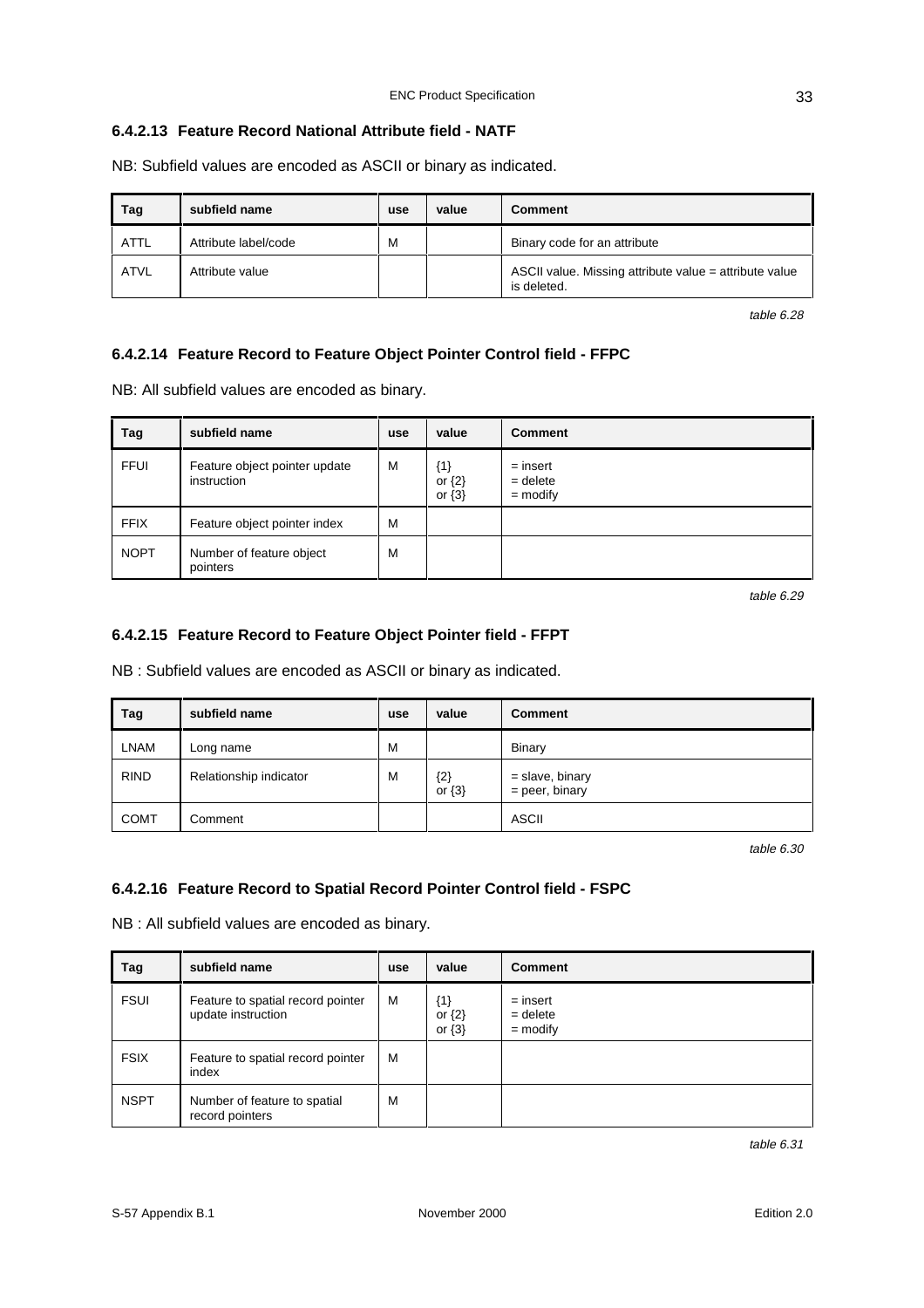#### 6.4.2.13 Feature Record National Attribute field - NATF

NB: Subfield values are encoded as ASCII or binary as indicated.

| Tag | subfield name | use | value | Comment |
|---|---|---|---|---|
| ATTL | Attribute label/code | M | | Binary code for an attribute |
| ATVL | Attribute value | | | ASCII value. Missing attribute value = attribute value is deleted. |

*table 6.28*

#### 6.4.2.14 Feature Record to Feature Object Pointer Control field - FFPC

NB: All subfield values are encoded as binary.

| Tag | subfield name | use | value | Comment |
|---|---|---|---|---|
| FFUI | Feature object pointer update instruction | M | {1} or {2} or {3} | = insert = delete = modify |
| FFIX | Feature object pointer index | M | | |
| NOPT | Number of feature object pointers | M | | |

*table 6.29*

#### 6.4.2.15 Feature Record to Feature Object Pointer field - FFPT

NB : Subfield values are encoded as ASCII or binary as indicated.

| Tag | subfield name | use | value | Comment |
|---|---|---|---|---|
| LNAM | Long name | M | | Binary |
| RIND | Relationship indicator | M | {2} or {3} | = slave, binary = peer, binary |
| COMT | Comment | | | ASCII |

*table 6.30*

#### 6.4.2.16 Feature Record to Spatial Record Pointer Control field - FSPC

NB : All subfield values are encoded as binary.

| Tag | subfield name | use | value | Comment |
|---|---|---|---|---|
| FSUI | Feature to spatial record pointer update instruction | M | {1} or {2} or {3} | = insert = delete = modify |
| FSIX | Feature to spatial record pointer index | M | | |
| NSPT | Number of feature to spatial record pointers | M | | |

*table 6.31*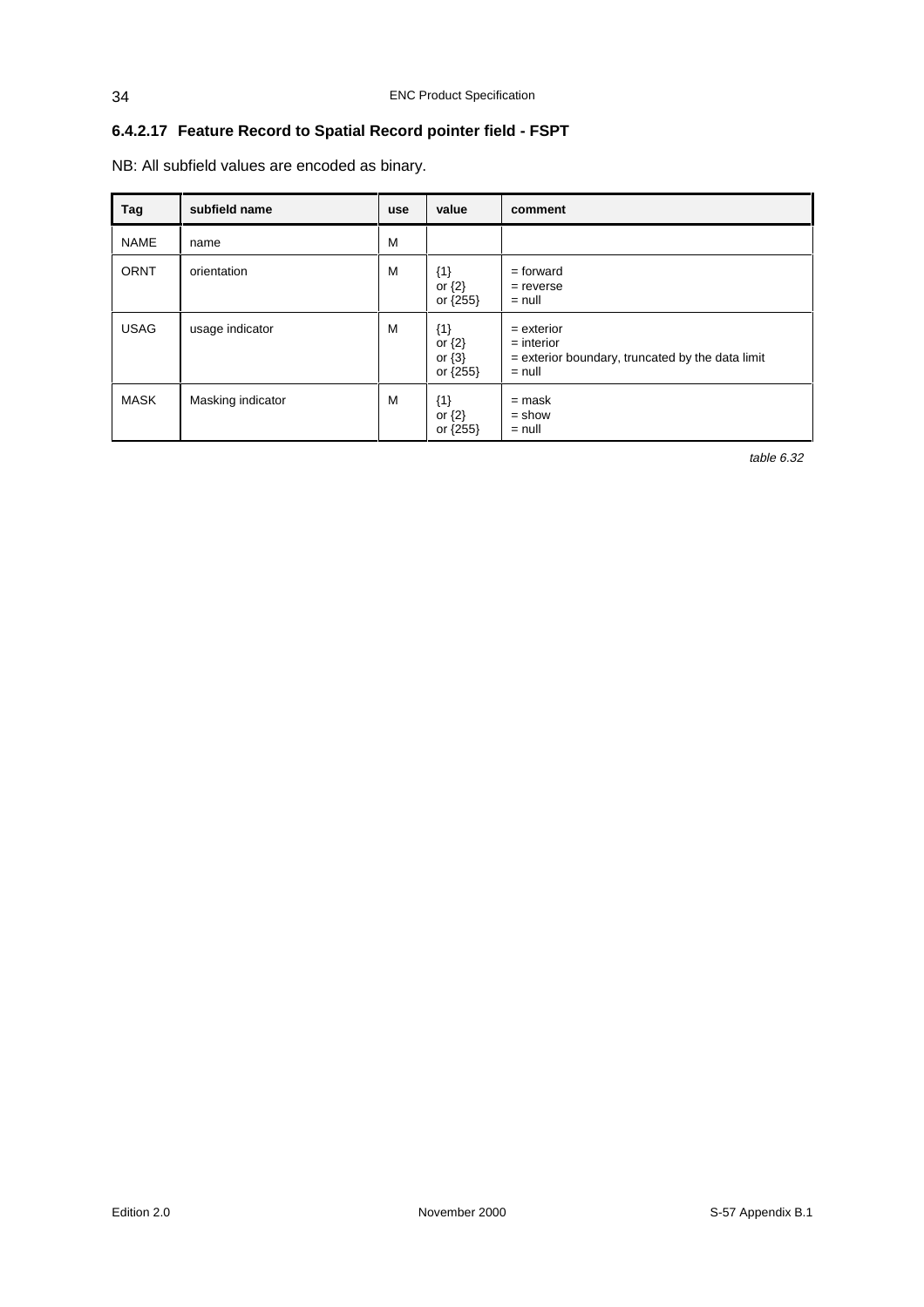#### 6.4.2.17 Feature Record to Spatial Record pointer field - FSPT

NB: All subfield values are encoded as binary.

| Tag | subfield name | use | value | comment |
|---|---|---|---|---|
| NAME | name | M | | |
| ORNT | orientation | M | {1}<br>or {2}<br>or {255} | = forward<br>= reverse<br>= null |
| USAG | usage indicator | M | {1}<br>or {2}<br>or {3}<br>or {255} | = exterior<br>= interior<br>= exterior boundary, truncated by the data limit<br>= null |
| MASK | Masking indicator | M | {1}<br>or {2}<br>or {255} | = mask<br>= show<br>= null |

*table 6.32*